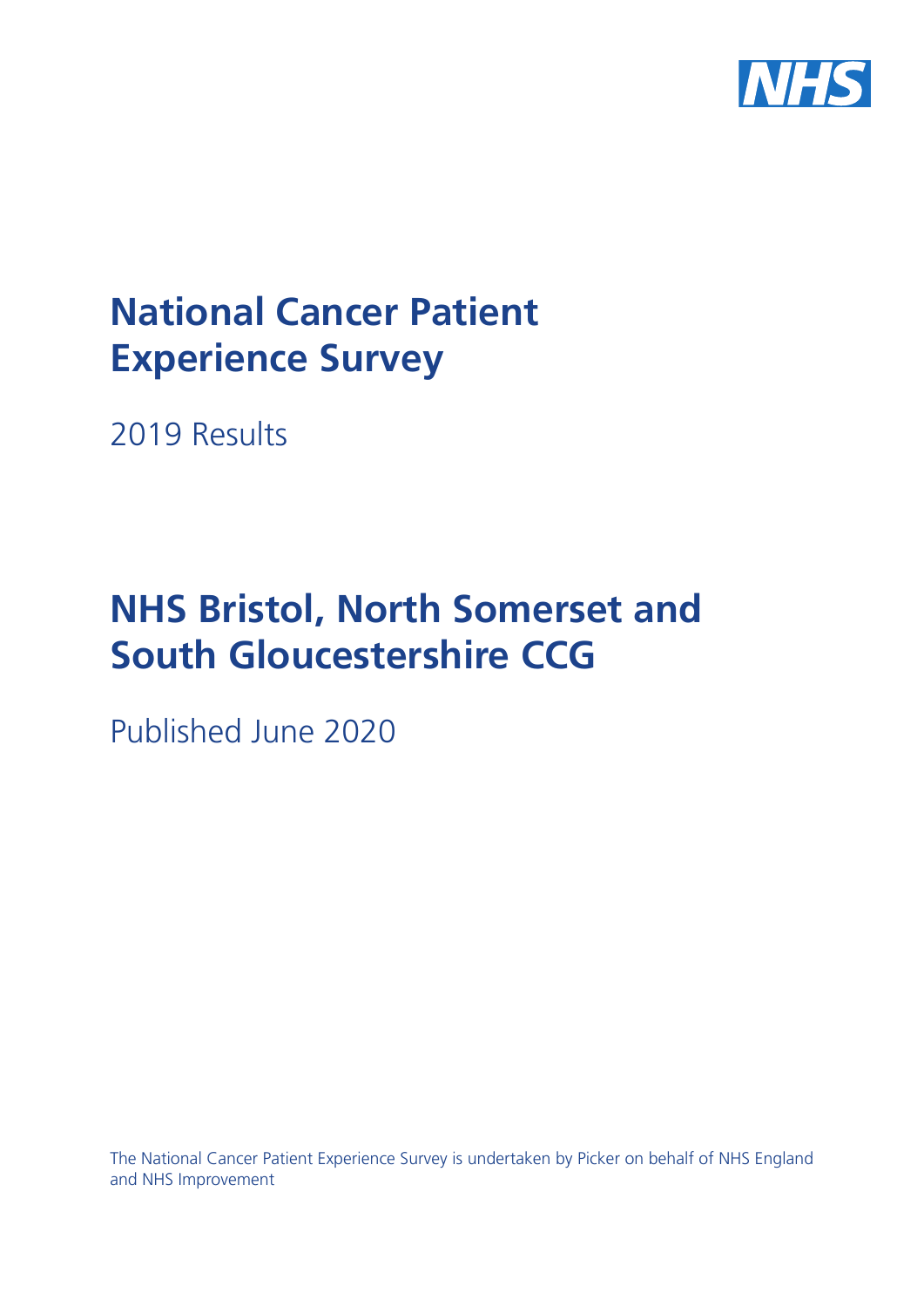# National Cancer Patient Experience Survey

2019 Results

# NHS Bristol, North Somerset and South Gloucestershire CCG

Published June 2020

The National Cancer Patient Experience Survey is undertaken by Picker on behalf of NHS England and NHS Improvement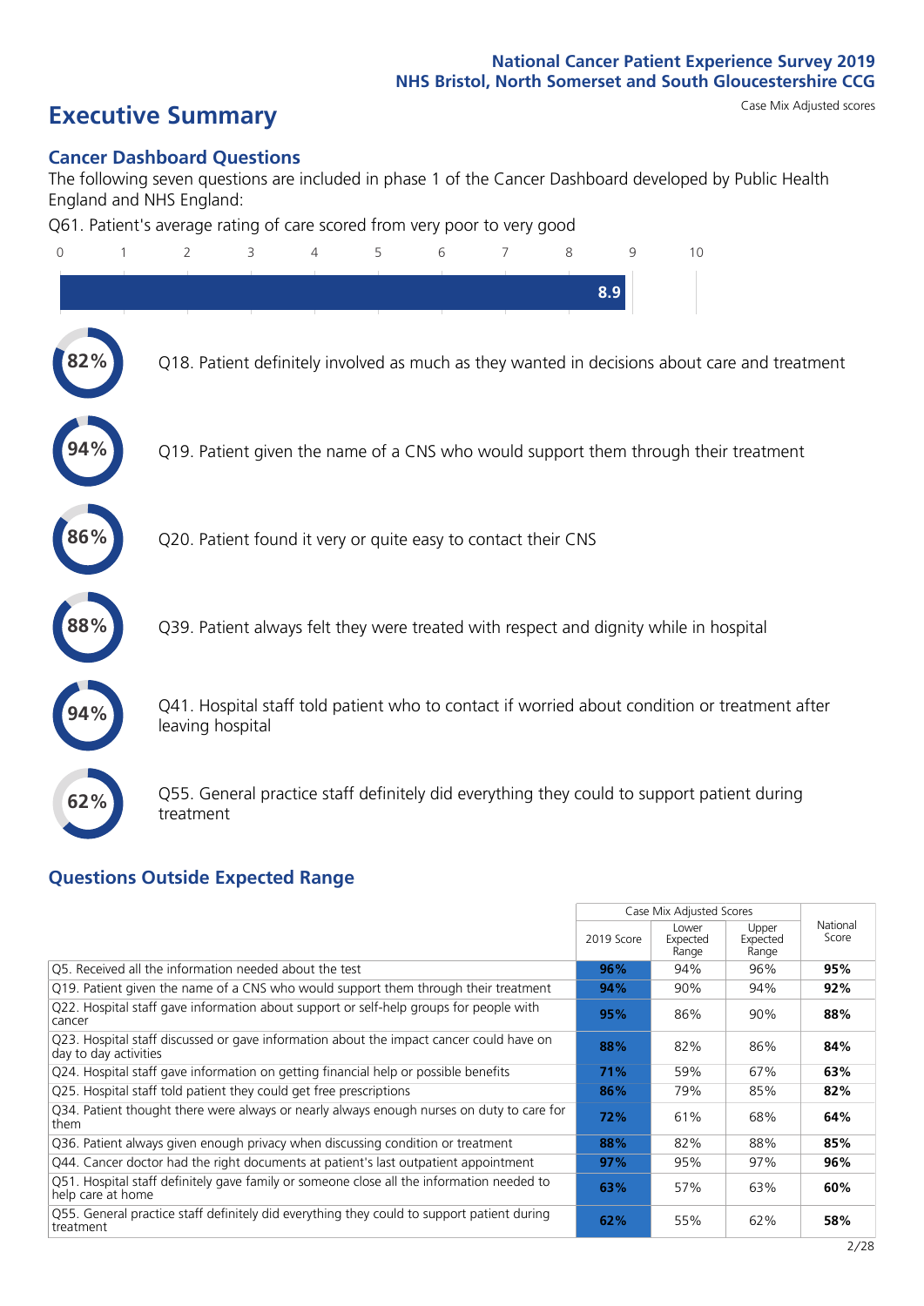National Cancer Patient Experience Survey 2019
NHS Bristol, North Somerset and South Gloucestershire CCG

# Executive Summary

Case Mix Adjusted scores

## Cancer Dashboard Questions

The following seven questions are included in phase 1 of the Cancer Dashboard developed by Public Health England and NHS England:

Q61. Patient's average rating of care scored from very poor to very good

8.9

- 82% — Q18. Patient definitely involved as much as they wanted in decisions about care and treatment
- 94% — Q19. Patient given the name of a CNS who would support them through their treatment
- 86% — Q20. Patient found it very or quite easy to contact their CNS
- 88% — Q39. Patient always felt they were treated with respect and dignity while in hospital
- 94% — Q41. Hospital staff told patient who to contact if worried about condition or treatment after leaving hospital
- 62% — Q55. General practice staff definitely did everything they could to support patient during treatment

## Questions Outside Expected Range

| | Case Mix Adjusted Scores | | | National Score |
|---|---|---|---|---|
| | 2019 Score | Lower Expected Range | Upper Expected Range | |
| Q5. Received all the information needed about the test | 96% | 94% | 96% | 95% |
| Q19. Patient given the name of a CNS who would support them through their treatment | 94% | 90% | 94% | 92% |
| Q22. Hospital staff gave information about support or self-help groups for people with cancer | 95% | 86% | 90% | 88% |
| Q23. Hospital staff discussed or gave information about the impact cancer could have on day to day activities | 88% | 82% | 86% | 84% |
| Q24. Hospital staff gave information on getting financial help or possible benefits | 71% | 59% | 67% | 63% |
| Q25. Hospital staff told patient they could get free prescriptions | 86% | 79% | 85% | 82% |
| Q34. Patient thought there were always or nearly always enough nurses on duty to care for them | 72% | 61% | 68% | 64% |
| Q36. Patient always given enough privacy when discussing condition or treatment | 88% | 82% | 88% | 85% |
| Q44. Cancer doctor had the right documents at patient's last outpatient appointment | 97% | 95% | 97% | 96% |
| Q51. Hospital staff definitely gave family or someone close all the information needed to help care at home | 63% | 57% | 63% | 60% |
| Q55. General practice staff definitely did everything they could to support patient during treatment | 62% | 55% | 62% | 58% |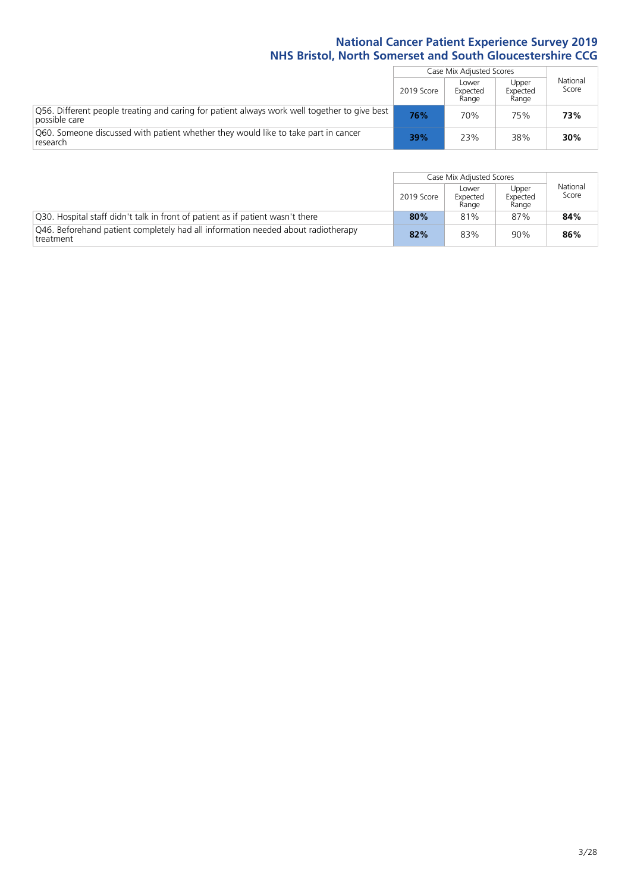# National Cancer Patient Experience Survey 2019
## NHS Bristol, North Somerset and South Gloucestershire CCG

| | Case Mix Adjusted Scores | | | National Score |
|---|---|---|---|---|
| | 2019 Score | Lower Expected Range | Upper Expected Range | |
| Q56. Different people treating and caring for patient always work well together to give best possible care | **76%** | 70% | 75% | **73%** |
| Q60. Someone discussed with patient whether they would like to take part in cancer research | **39%** | 23% | 38% | **30%** |

| | Case Mix Adjusted Scores | | | National Score |
|---|---|---|---|---|
| | 2019 Score | Lower Expected Range | Upper Expected Range | |
| Q30. Hospital staff didn't talk in front of patient as if patient wasn't there | **80%** | 81% | 87% | **84%** |
| Q46. Beforehand patient completely had all information needed about radiotherapy treatment | **82%** | 83% | 90% | **86%** |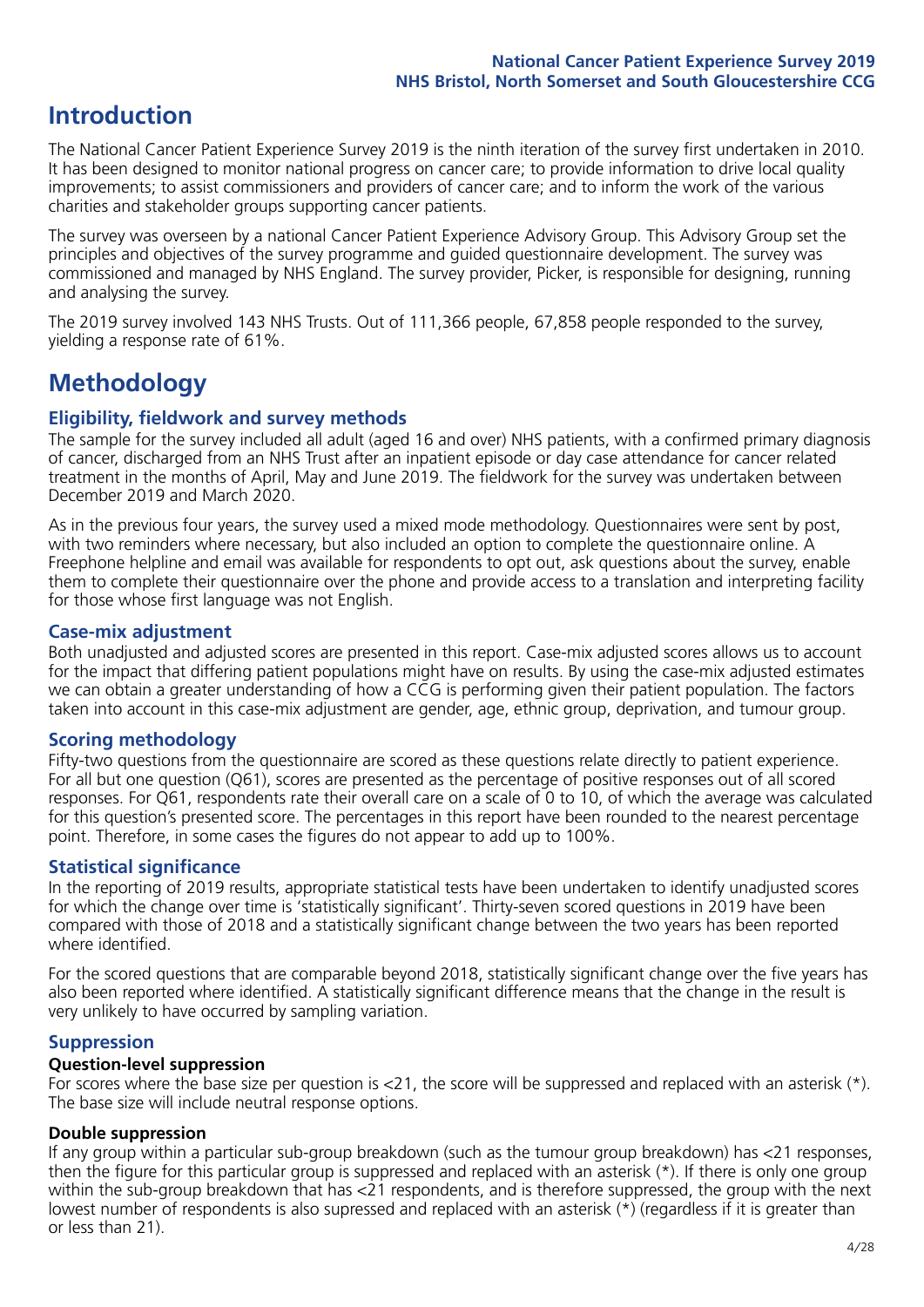# Introduction

The National Cancer Patient Experience Survey 2019 is the ninth iteration of the survey first undertaken in 2010. It has been designed to monitor national progress on cancer care; to provide information to drive local quality improvements; to assist commissioners and providers of cancer care; and to inform the work of the various charities and stakeholder groups supporting cancer patients.

The survey was overseen by a national Cancer Patient Experience Advisory Group. This Advisory Group set the principles and objectives of the survey programme and guided questionnaire development. The survey was commissioned and managed by NHS England. The survey provider, Picker, is responsible for designing, running and analysing the survey.

The 2019 survey involved 143 NHS Trusts. Out of 111,366 people, 67,858 people responded to the survey, yielding a response rate of 61%.

# Methodology

## Eligibility, fieldwork and survey methods

The sample for the survey included all adult (aged 16 and over) NHS patients, with a confirmed primary diagnosis of cancer, discharged from an NHS Trust after an inpatient episode or day case attendance for cancer related treatment in the months of April, May and June 2019. The fieldwork for the survey was undertaken between December 2019 and March 2020.

As in the previous four years, the survey used a mixed mode methodology. Questionnaires were sent by post, with two reminders where necessary, but also included an option to complete the questionnaire online. A Freephone helpline and email was available for respondents to opt out, ask questions about the survey, enable them to complete their questionnaire over the phone and provide access to a translation and interpreting facility for those whose first language was not English.

## Case-mix adjustment

Both unadjusted and adjusted scores are presented in this report. Case-mix adjusted scores allows us to account for the impact that differing patient populations might have on results. By using the case-mix adjusted estimates we can obtain a greater understanding of how a CCG is performing given their patient population. The factors taken into account in this case-mix adjustment are gender, age, ethnic group, deprivation, and tumour group.

## Scoring methodology

Fifty-two questions from the questionnaire are scored as these questions relate directly to patient experience. For all but one question (Q61), scores are presented as the percentage of positive responses out of all scored responses. For Q61, respondents rate their overall care on a scale of 0 to 10, of which the average was calculated for this question's presented score. The percentages in this report have been rounded to the nearest percentage point. Therefore, in some cases the figures do not appear to add up to 100%.

## Statistical significance

In the reporting of 2019 results, appropriate statistical tests have been undertaken to identify unadjusted scores for which the change over time is 'statistically significant'. Thirty-seven scored questions in 2019 have been compared with those of 2018 and a statistically significant change between the two years has been reported where identified.

For the scored questions that are comparable beyond 2018, statistically significant change over the five years has also been reported where identified. A statistically significant difference means that the change in the result is very unlikely to have occurred by sampling variation.

## Suppression

### Question-level suppression

For scores where the base size per question is <21, the score will be suppressed and replaced with an asterisk (*). The base size will include neutral response options.

### Double suppression

If any group within a particular sub-group breakdown (such as the tumour group breakdown) has <21 responses, then the figure for this particular group is suppressed and replaced with an asterisk (*). If there is only one group within the sub-group breakdown that has <21 respondents, and is therefore suppressed, the group with the next lowest number of respondents is also supressed and replaced with an asterisk (*) (regardless if it is greater than or less than 21).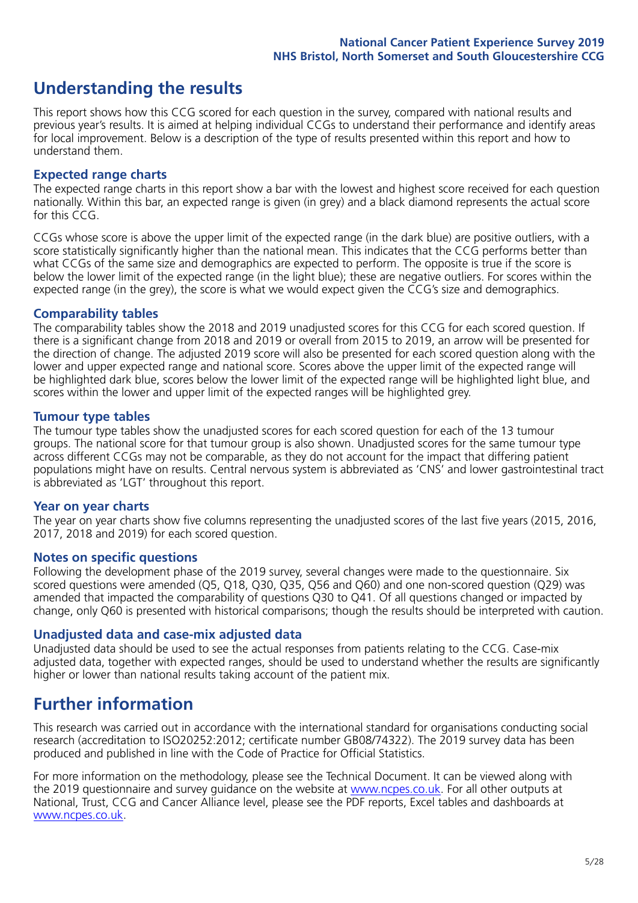## Understanding the results

This report shows how this CCG scored for each question in the survey, compared with national results and previous year's results. It is aimed at helping individual CCGs to understand their performance and identify areas for local improvement. Below is a description of the type of results presented within this report and how to understand them.

### Expected range charts

The expected range charts in this report show a bar with the lowest and highest score received for each question nationally. Within this bar, an expected range is given (in grey) and a black diamond represents the actual score for this CCG.

CCGs whose score is above the upper limit of the expected range (in the dark blue) are positive outliers, with a score statistically significantly higher than the national mean. This indicates that the CCG performs better than what CCGs of the same size and demographics are expected to perform. The opposite is true if the score is below the lower limit of the expected range (in the light blue); these are negative outliers. For scores within the expected range (in the grey), the score is what we would expect given the CCG's size and demographics.

### Comparability tables

The comparability tables show the 2018 and 2019 unadjusted scores for this CCG for each scored question. If there is a significant change from 2018 and 2019 or overall from 2015 to 2019, an arrow will be presented for the direction of change. The adjusted 2019 score will also be presented for each scored question along with the lower and upper expected range and national score. Scores above the upper limit of the expected range will be highlighted dark blue, scores below the lower limit of the expected range will be highlighted light blue, and scores within the lower and upper limit of the expected ranges will be highlighted grey.

### Tumour type tables

The tumour type tables show the unadjusted scores for each scored question for each of the 13 tumour groups. The national score for that tumour group is also shown. Unadjusted scores for the same tumour type across different CCGs may not be comparable, as they do not account for the impact that differing patient populations might have on results. Central nervous system is abbreviated as 'CNS' and lower gastrointestinal tract is abbreviated as 'LGT' throughout this report.

### Year on year charts

The year on year charts show five columns representing the unadjusted scores of the last five years (2015, 2016, 2017, 2018 and 2019) for each scored question.

### Notes on specific questions

Following the development phase of the 2019 survey, several changes were made to the questionnaire. Six scored questions were amended (Q5, Q18, Q30, Q35, Q56 and Q60) and one non-scored question (Q29) was amended that impacted the comparability of questions Q30 to Q41. Of all questions changed or impacted by change, only Q60 is presented with historical comparisons; though the results should be interpreted with caution.

### Unadjusted data and case-mix adjusted data

Unadjusted data should be used to see the actual responses from patients relating to the CCG. Case-mix adjusted data, together with expected ranges, should be used to understand whether the results are significantly higher or lower than national results taking account of the patient mix.

## Further information

This research was carried out in accordance with the international standard for organisations conducting social research (accreditation to ISO20252:2012; certificate number GB08/74322). The 2019 survey data has been produced and published in line with the Code of Practice for Official Statistics.

For more information on the methodology, please see the Technical Document. It can be viewed along with the 2019 questionnaire and survey guidance on the website at www.ncpes.co.uk. For all other outputs at National, Trust, CCG and Cancer Alliance level, please see the PDF reports, Excel tables and dashboards at www.ncpes.co.uk.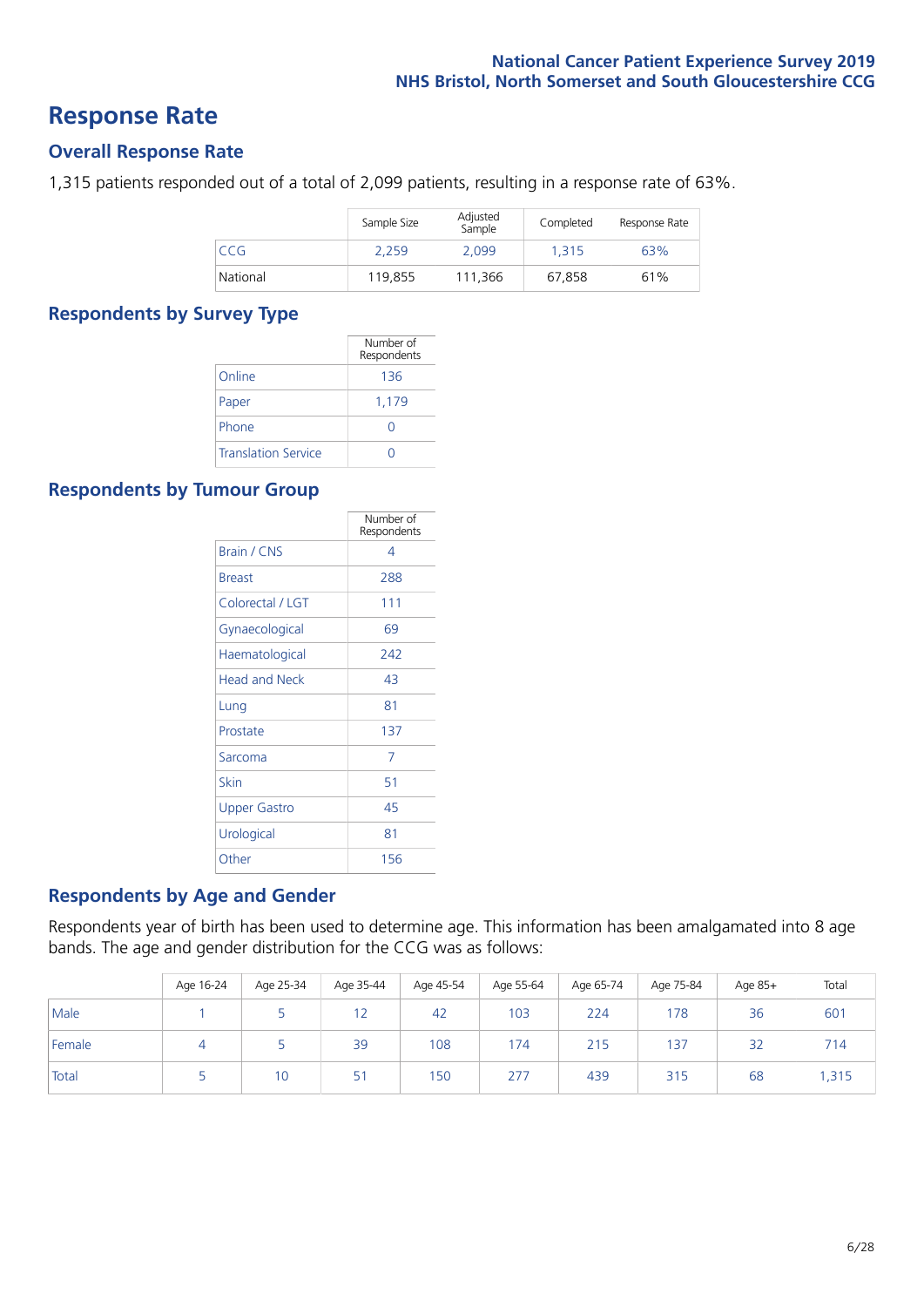# Response Rate

## Overall Response Rate

1,315 patients responded out of a total of 2,099 patients, resulting in a response rate of 63%.

| | Sample Size | Adjusted Sample | Completed | Response Rate |
|---|---|---|---|---|
| CCG | 2,259 | 2,099 | 1,315 | 63% |
| National | 119,855 | 111,366 | 67,858 | 61% |

## Respondents by Survey Type

| | Number of Respondents |
|---|---|
| Online | 136 |
| Paper | 1,179 |
| Phone | 0 |
| Translation Service | 0 |

## Respondents by Tumour Group

| | Number of Respondents |
|---|---|
| Brain / CNS | 4 |
| Breast | 288 |
| Colorectal / LGT | 111 |
| Gynaecological | 69 |
| Haematological | 242 |
| Head and Neck | 43 |
| Lung | 81 |
| Prostate | 137 |
| Sarcoma | 7 |
| Skin | 51 |
| Upper Gastro | 45 |
| Urological | 81 |
| Other | 156 |

## Respondents by Age and Gender

Respondents year of birth has been used to determine age. This information has been amalgamated into 8 age bands. The age and gender distribution for the CCG was as follows:

| | Age 16-24 | Age 25-34 | Age 35-44 | Age 45-54 | Age 55-64 | Age 65-74 | Age 75-84 | Age 85+ | Total |
|---|---|---|---|---|---|---|---|---|---|
| Male | 1 | 5 | 12 | 42 | 103 | 224 | 178 | 36 | 601 |
| Female | 4 | 5 | 39 | 108 | 174 | 215 | 137 | 32 | 714 |
| Total | 5 | 10 | 51 | 150 | 277 | 439 | 315 | 68 | 1,315 |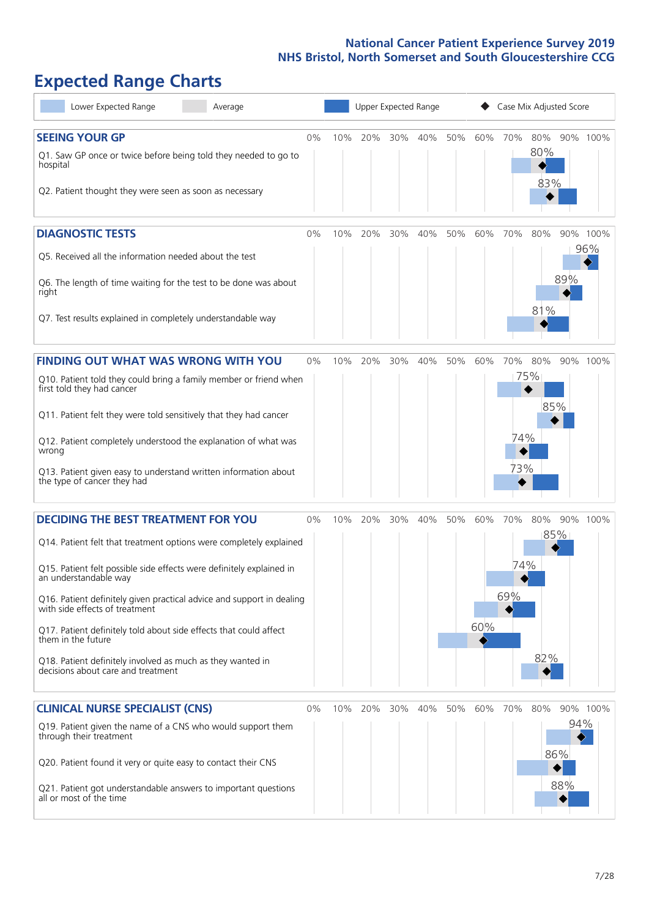# Expected Range Charts

Lower Expected Range | Average | Upper Expected Range | Case Mix Adjusted Score

## SEEING YOUR GP

| Question | Case Mix Adjusted Score |
|---|---|
| Q1. Saw GP once or twice before being told they needed to go to hospital | 80% |
| Q2. Patient thought they were seen as soon as necessary | 83% |

## DIAGNOSTIC TESTS

| Question | Case Mix Adjusted Score |
|---|---|
| Q5. Received all the information needed about the test | 96% |
| Q6. The length of time waiting for the test to be done was about right | 89% |
| Q7. Test results explained in completely understandable way | 81% |

## FINDING OUT WHAT WAS WRONG WITH YOU

| Question | Case Mix Adjusted Score |
|---|---|
| Q10. Patient told they could bring a family member or friend when first told they had cancer | 75% |
| Q11. Patient felt they were told sensitively that they had cancer | 85% |
| Q12. Patient completely understood the explanation of what was wrong | 74% |
| Q13. Patient given easy to understand written information about the type of cancer they had | 73% |

## DECIDING THE BEST TREATMENT FOR YOU

| Question | Case Mix Adjusted Score |
|---|---|
| Q14. Patient felt that treatment options were completely explained | 85% |
| Q15. Patient felt possible side effects were definitely explained in an understandable way | 74% |
| Q16. Patient definitely given practical advice and support in dealing with side effects of treatment | 69% |
| Q17. Patient definitely told about side effects that could affect them in the future | 60% |
| Q18. Patient definitely involved as much as they wanted in decisions about care and treatment | 82% |

## CLINICAL NURSE SPECIALIST (CNS)

| Question | Case Mix Adjusted Score |
|---|---|
| Q19. Patient given the name of a CNS who would support them through their treatment | 94% |
| Q20. Patient found it very or quite easy to contact their CNS | 86% |
| Q21. Patient got understandable answers to important questions all or most of the time | 88% |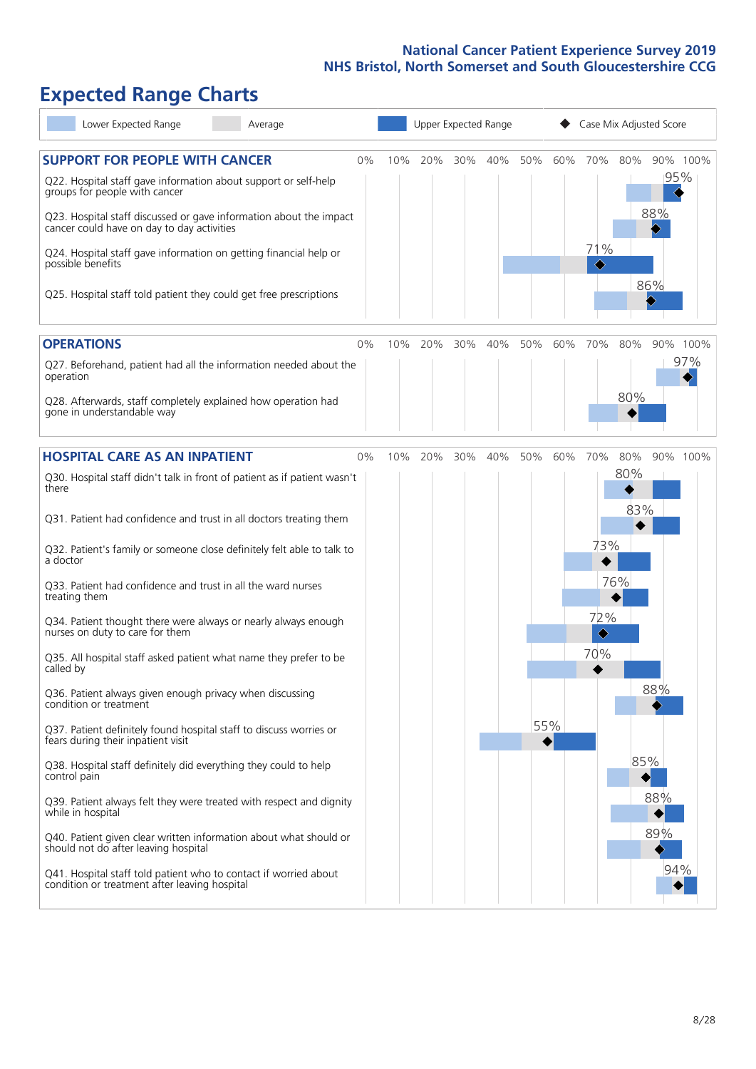## Expected Range Charts

Lower Expected Range | Average | Upper Expected Range | ◆ Case Mix Adjusted Score

### SUPPORT FOR PEOPLE WITH CANCER

| Question | Case Mix Adjusted Score |
| --- | --- |
| Q22. Hospital staff gave information about support or self-help groups for people with cancer | 95% |
| Q23. Hospital staff discussed or gave information about the impact cancer could have on day to day activities | 88% |
| Q24. Hospital staff gave information on getting financial help or possible benefits | 71% |
| Q25. Hospital staff told patient they could get free prescriptions | 86% |

### OPERATIONS

| Question | Case Mix Adjusted Score |
| --- | --- |
| Q27. Beforehand, patient had all the information needed about the operation | 97% |
| Q28. Afterwards, staff completely explained how operation had gone in understandable way | 80% |

### HOSPITAL CARE AS AN INPATIENT

| Question | Case Mix Adjusted Score |
| --- | --- |
| Q30. Hospital staff didn't talk in front of patient as if patient wasn't there | 80% |
| Q31. Patient had confidence and trust in all doctors treating them | 83% |
| Q32. Patient's family or someone close definitely felt able to talk to a doctor | 73% |
| Q33. Patient had confidence and trust in all the ward nurses treating them | 76% |
| Q34. Patient thought there were always or nearly always enough nurses on duty to care for them | 72% |
| Q35. All hospital staff asked patient what name they prefer to be called by | 70% |
| Q36. Patient always given enough privacy when discussing condition or treatment | 88% |
| Q37. Patient definitely found hospital staff to discuss worries or fears during their inpatient visit | 55% |
| Q38. Hospital staff definitely did everything they could to help control pain | 85% |
| Q39. Patient always felt they were treated with respect and dignity while in hospital | 88% |
| Q40. Patient given clear written information about what should or should not do after leaving hospital | 89% |
| Q41. Hospital staff told patient who to contact if worried about condition or treatment after leaving hospital | 94% |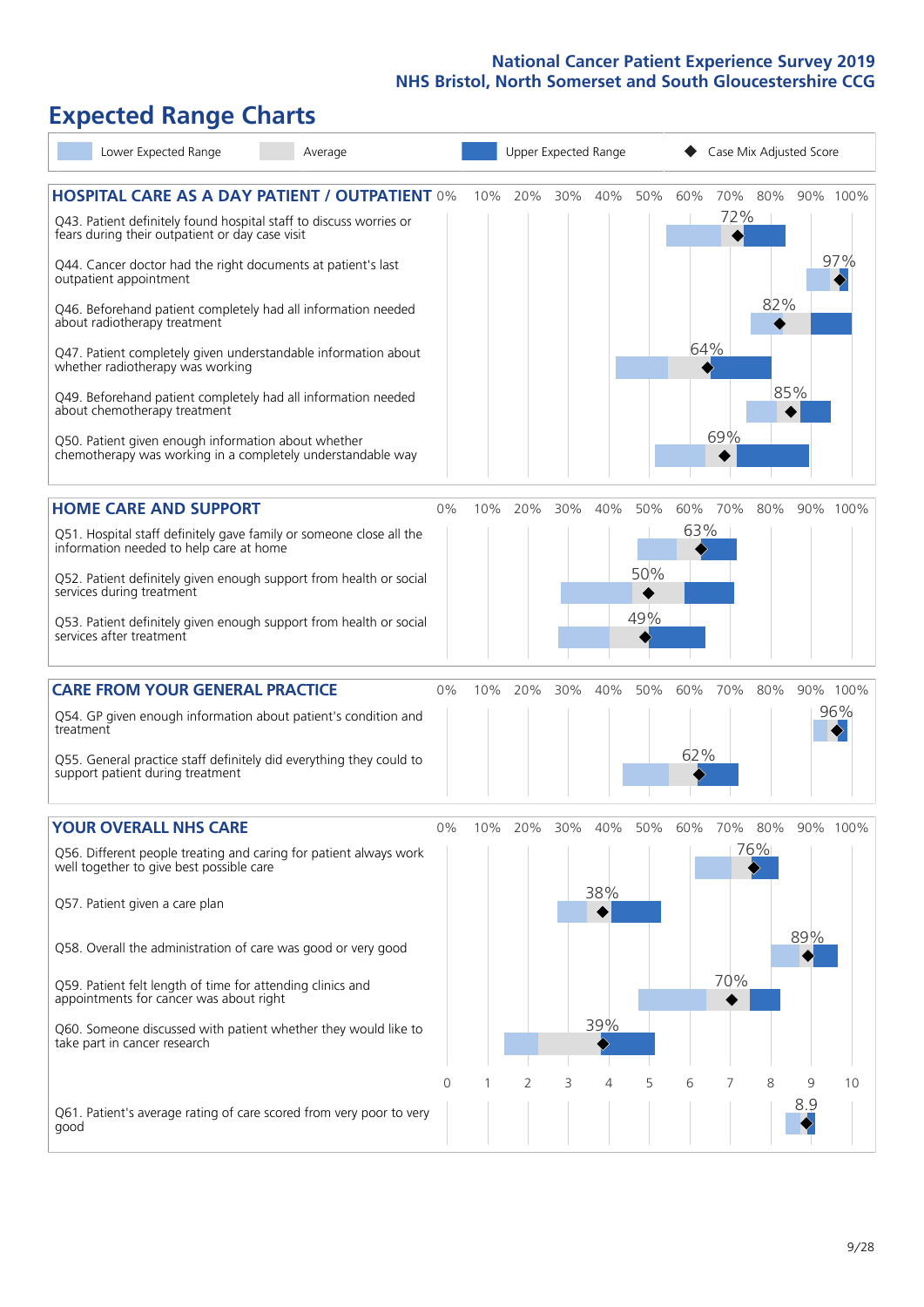# Expected Range Charts

Legend: Lower Expected Range | Average | Upper Expected Range | ◆ Case Mix Adjusted Score

## HOSPITAL CARE AS A DAY PATIENT / OUTPATIENT

| Question | Case Mix Adjusted Score |
|---|---|
| Q43. Patient definitely found hospital staff to discuss worries or fears during their outpatient or day case visit | 72% |
| Q44. Cancer doctor had the right documents at patient's last outpatient appointment | 97% |
| Q46. Beforehand patient completely had all information needed about radiotherapy treatment | 82% |
| Q47. Patient completely given understandable information about whether radiotherapy treatment was working | 64% |
| Q49. Beforehand patient completely had all information needed about chemotherapy treatment | 85% |
| Q50. Patient given enough information about whether chemotherapy was working in a completely understandable way | 69% |

## HOME CARE AND SUPPORT

| Question | Case Mix Adjusted Score |
|---|---|
| Q51. Hospital staff definitely gave family or someone close all the information needed to help care at home | 63% |
| Q52. Patient definitely given enough support from health or social services during treatment | 50% |
| Q53. Patient definitely given enough support from health or social services after treatment | 49% |

## CARE FROM YOUR GENERAL PRACTICE

| Question | Case Mix Adjusted Score |
|---|---|
| Q54. GP given enough information about patient's condition and treatment | 96% |
| Q55. General practice staff definitely did everything they could to support patient during treatment | 62% |

## YOUR OVERALL NHS CARE

| Question | Case Mix Adjusted Score |
|---|---|
| Q56. Different people treating and caring for patient always work well together to give best possible care | 76% |
| Q57. Patient given a care plan | 38% |
| Q58. Overall the administration of care was good or very good | 89% |
| Q59. Patient felt length of time for attending clinics and appointments for cancer was about right | 70% |
| Q60. Someone discussed with patient whether they would like to take part in cancer research | 39% |
| Q61. Patient's average rating of care scored from very poor to very good (scale 0–10) | 8.9 |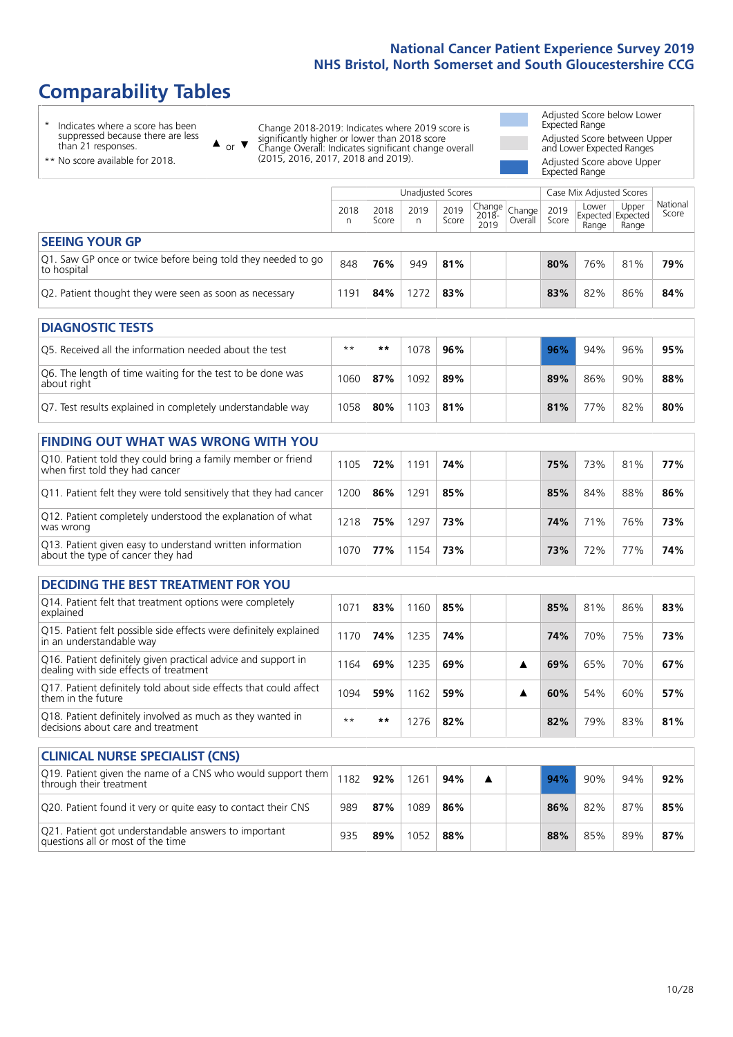# Comparability Tables

\* Indicates where a score has been suppressed because there are less than 21 responses.

** No score available for 2018.

▲ or ▼ Change 2018-2019: Indicates where 2019 score is significantly higher or lower than 2018 score. Change Overall: Indicates significant change overall (2015, 2016, 2017, 2018 and 2019).

Adjusted Score below Lower Expected Range

Adjusted Score between Upper and Lower Expected Ranges

Adjusted Score above Upper Expected Range

| | Unadjusted Scores | | | | | | Case Mix Adjusted Scores | | | |
|---|---|---|---|---|---|---|---|---|---|---|
| | 2018 n | 2018 Score | 2019 n | 2019 Score | Change 2018-2019 | Change Overall | 2019 Score | Lower Expected Range | Upper Expected Range | National Score |
| **SEEING YOUR GP** | | | | | | | | | | |
| Q1. Saw GP once or twice before being told they needed to go to hospital | 848 | **76%** | 949 | **81%** | | | **80%** | 76% | 81% | **79%** |
| Q2. Patient thought they were seen as soon as necessary | 1191 | **84%** | 1272 | **83%** | | | **83%** | 82% | 86% | **84%** |
| **DIAGNOSTIC TESTS** | | | | | | | | | | |
| Q5. Received all the information needed about the test | ** | ** | 1078 | **96%** | | | **96%** | 94% | 96% | **95%** |
| Q6. The length of time waiting for the test to be done was about right | 1060 | **87%** | 1092 | **89%** | | | **89%** | 86% | 90% | **88%** |
| Q7. Test results explained in completely understandable way | 1058 | **80%** | 1103 | **81%** | | | **81%** | 77% | 82% | **80%** |
| **FINDING OUT WHAT WAS WRONG WITH YOU** | | | | | | | | | | |
| Q10. Patient told they could bring a family member or friend when first told they had cancer | 1105 | **72%** | 1191 | **74%** | | | **75%** | 73% | 81% | **77%** |
| Q11. Patient felt they were told sensitively that they had cancer | 1200 | **86%** | 1291 | **85%** | | | **85%** | 84% | 88% | **86%** |
| Q12. Patient completely understood the explanation of what was wrong | 1218 | **75%** | 1297 | **73%** | | | **74%** | 71% | 76% | **73%** |
| Q13. Patient given easy to understand written information about the type of cancer they had | 1070 | **77%** | 1154 | **73%** | | | **73%** | 72% | 77% | **74%** |
| **DECIDING THE BEST TREATMENT FOR YOU** | | | | | | | | | | |
| Q14. Patient felt that treatment options were completely explained | 1071 | **83%** | 1160 | **85%** | | | **85%** | 81% | 86% | **83%** |
| Q15. Patient felt possible side effects were definitely explained in an understandable way | 1170 | **74%** | 1235 | **74%** | | | **74%** | 70% | 75% | **73%** |
| Q16. Patient definitely given practical advice and support in dealing with side effects of treatment | 1164 | **69%** | 1235 | **69%** | | ▲ | **69%** | 65% | 70% | **67%** |
| Q17. Patient definitely told about side effects that could affect them in the future | 1094 | **59%** | 1162 | **59%** | | ▲ | **60%** | 54% | 60% | **57%** |
| Q18. Patient definitely involved as much as they wanted in decisions about care and treatment | ** | ** | 1276 | **82%** | | | **82%** | 79% | 83% | **81%** |
| **CLINICAL NURSE SPECIALIST (CNS)** | | | | | | | | | | |
| Q19. Patient given the name of a CNS who would support them through their treatment | 1182 | **92%** | 1261 | **94%** | ▲ | | **94%** | 90% | 94% | **92%** |
| Q20. Patient found it very or quite easy to contact their CNS | 989 | **87%** | 1089 | **86%** | | | **86%** | 82% | 87% | **85%** |
| Q21. Patient got understandable answers to important questions all or most of the time | 935 | **89%** | 1052 | **88%** | | | **88%** | 85% | 89% | **87%** |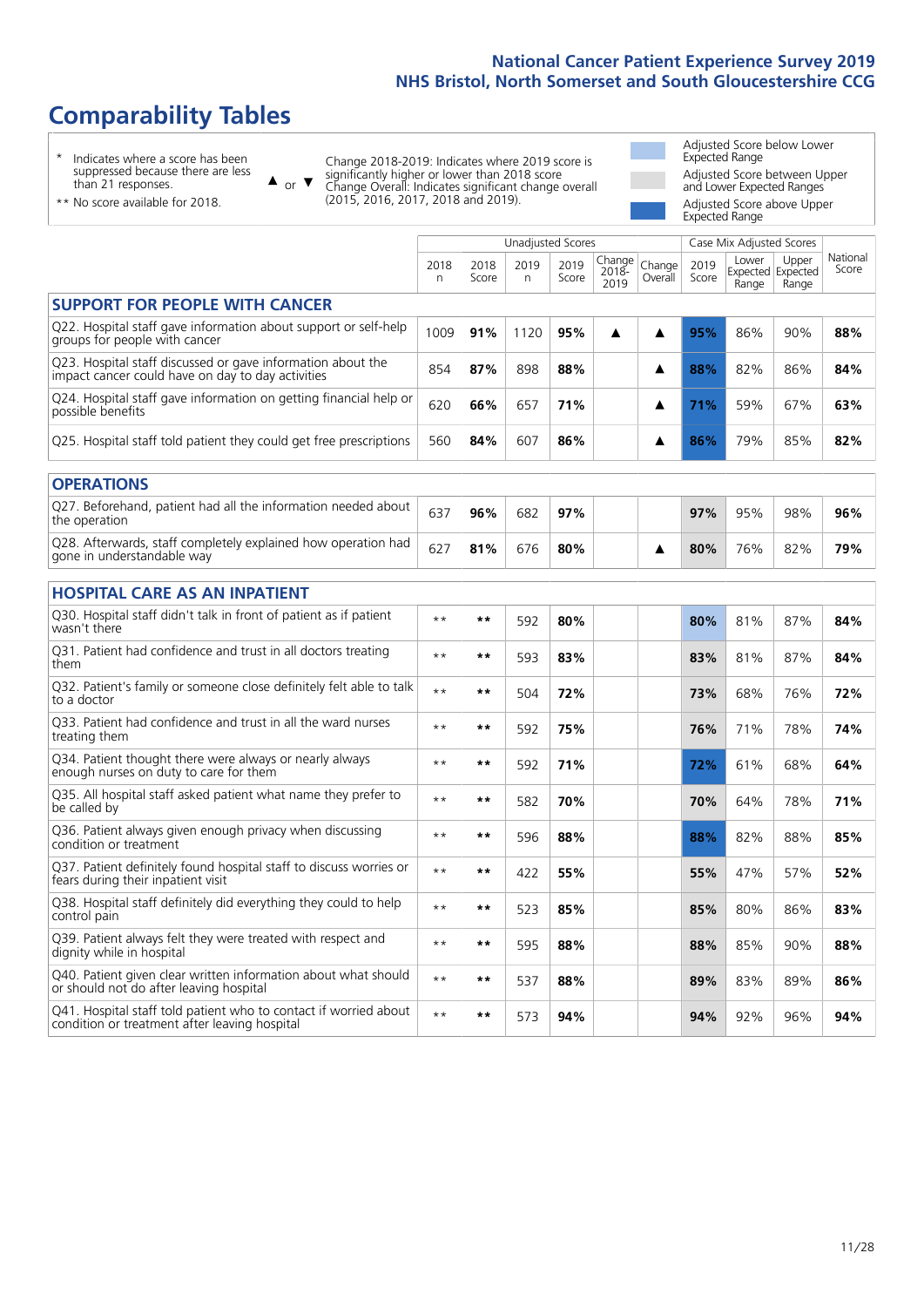# Comparability Tables

\* Indicates where a score has been suppressed because there are less than 21 responses.

\*\* No score available for 2018.

▲ or ▼ Change 2018-2019: Indicates where 2019 score is significantly higher or lower than 2018 score. Change Overall: Indicates significant change overall (2015, 2016, 2017, 2018 and 2019).

Adjusted Score below Lower Expected Range

Adjusted Score between Upper and Lower Expected Ranges

Adjusted Score above Upper Expected Range

| | Unadjusted Scores | | | | | | Case Mix Adjusted Scores | | | |
|---|---|---|---|---|---|---|---|---|---|---|
| | 2018 n | 2018 Score | 2019 n | 2019 Score | Change 2018-2019 | Change Overall | 2019 Score | Lower Expected Range | Upper Expected Range | National Score |
| **SUPPORT FOR PEOPLE WITH CANCER** | | | | | | | | | | |
| Q22. Hospital staff gave information about support or self-help groups for people with cancer | 1009 | 91% | 1120 | 95% | ▲ | ▲ | 95% | 86% | 90% | 88% |
| Q23. Hospital staff discussed or gave information about the impact cancer could have on day to day activities | 854 | 87% | 898 | 88% | | ▲ | 88% | 82% | 86% | 84% |
| Q24. Hospital staff gave information on getting financial help or possible benefits | 620 | 66% | 657 | 71% | | ▲ | 71% | 59% | 67% | 63% |
| Q25. Hospital staff told patient they could get free prescriptions | 560 | 84% | 607 | 86% | | ▲ | 86% | 79% | 85% | 82% |
| **OPERATIONS** | | | | | | | | | | |
| Q27. Beforehand, patient had all the information needed about the operation | 637 | 96% | 682 | 97% | | | 97% | 95% | 98% | 96% |
| Q28. Afterwards, staff completely explained how operation had gone in understandable way | 627 | 81% | 676 | 80% | | ▲ | 80% | 76% | 82% | 79% |
| **HOSPITAL CARE AS AN INPATIENT** | | | | | | | | | | |
| Q30. Hospital staff didn't talk in front of patient as if patient wasn't there | ** | ** | 592 | 80% | | | 80% | 81% | 87% | 84% |
| Q31. Patient had confidence and trust in all doctors treating them | ** | ** | 593 | 83% | | | 83% | 81% | 87% | 84% |
| Q32. Patient's family or someone close definitely felt able to talk to a doctor | ** | ** | 504 | 72% | | | 73% | 68% | 76% | 72% |
| Q33. Patient had confidence and trust in all the ward nurses treating them | ** | ** | 592 | 75% | | | 76% | 71% | 78% | 74% |
| Q34. Patient thought there were always or nearly always enough nurses on duty to care for them | ** | ** | 592 | 71% | | | 72% | 61% | 68% | 64% |
| Q35. All hospital staff asked patient what name they prefer to be called by | ** | ** | 582 | 70% | | | 70% | 64% | 78% | 71% |
| Q36. Patient always given enough privacy when discussing condition or treatment | ** | ** | 596 | 88% | | | 88% | 82% | 88% | 85% |
| Q37. Patient definitely found hospital staff to discuss worries or fears during their inpatient visit | ** | ** | 422 | 55% | | | 55% | 47% | 57% | 52% |
| Q38. Hospital staff definitely did everything they could to help control pain | ** | ** | 523 | 85% | | | 85% | 80% | 86% | 83% |
| Q39. Patient always felt they were treated with respect and dignity while in hospital | ** | ** | 595 | 88% | | | 88% | 85% | 90% | 88% |
| Q40. Patient given clear written information about what should or should not do after leaving hospital | ** | ** | 537 | 88% | | | 89% | 83% | 89% | 86% |
| Q41. Hospital staff told patient who to contact if worried about condition or treatment after leaving hospital | ** | ** | 573 | 94% | | | 94% | 92% | 96% | 94% |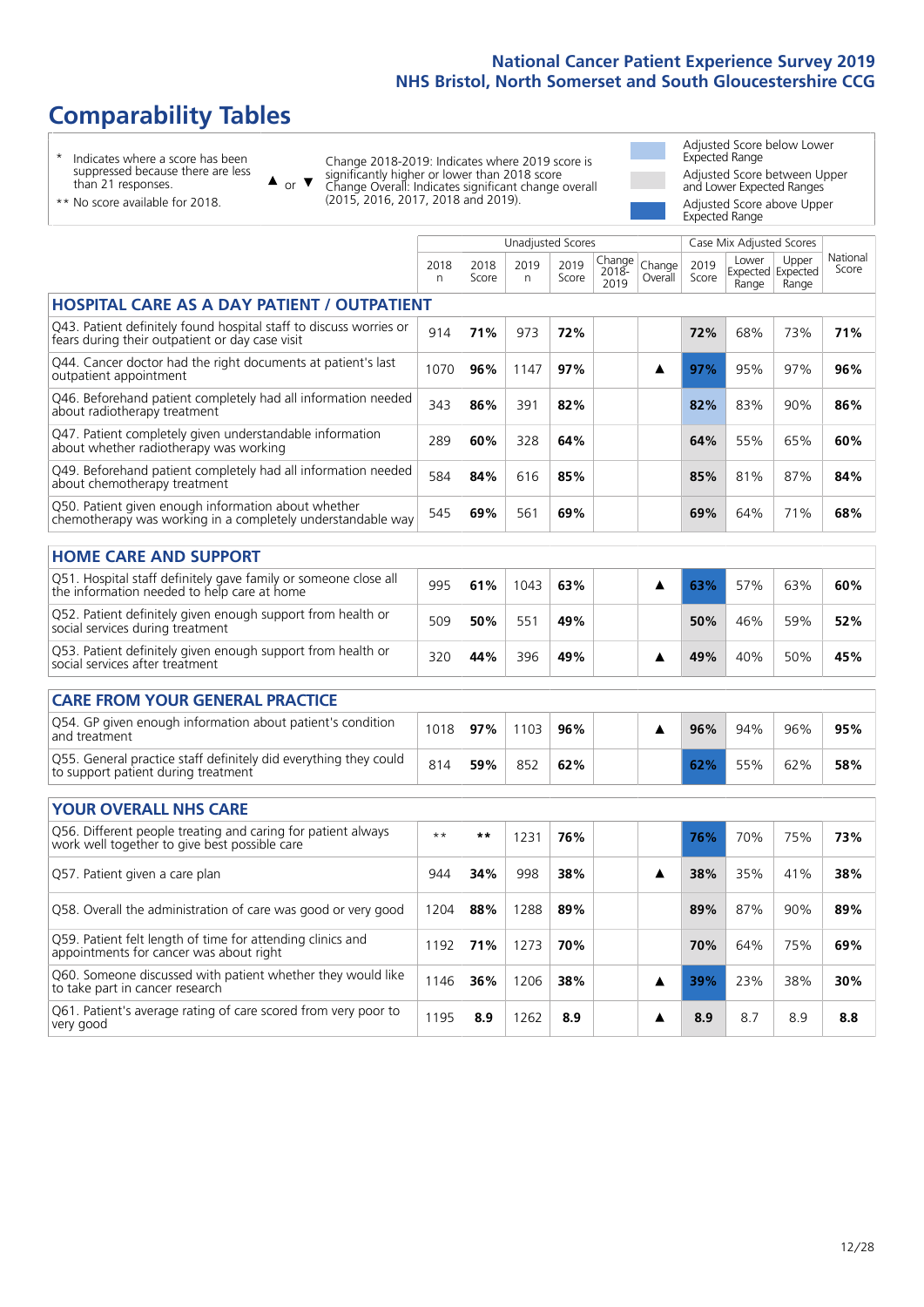# Comparability Tables

\* Indicates where a score has been suppressed because there are less than 21 responses.

\*\* No score available for 2018.

▲ or ▼ Change 2018-2019: Indicates where 2019 score is significantly higher or lower than 2018 score. Change Overall: Indicates significant change overall (2015, 2016, 2017, 2018 and 2019).

Adjusted Score below Lower Expected Range

Adjusted Score between Upper and Lower Expected Ranges

Adjusted Score above Upper Expected Range

| | Unadjusted Scores | | | | | | Case Mix Adjusted Scores | | | |
|---|---|---|---|---|---|---|---|---|---|---|
| | 2018 n | 2018 Score | 2019 n | 2019 Score | Change 2018-2019 | Change Overall | 2019 Score | Lower Expected Range | Upper Expected Range | National Score |
| **HOSPITAL CARE AS A DAY PATIENT / OUTPATIENT** | | | | | | | | | | |
| Q43. Patient definitely found hospital staff to discuss worries or fears during their outpatient or day case visit | 914 | **71%** | 973 | **72%** | | | **72%** | 68% | 73% | **71%** |
| Q44. Cancer doctor had the right documents at patient's last outpatient appointment | 1070 | **96%** | 1147 | **97%** | | ▲ | **97%** | 95% | 97% | **96%** |
| Q46. Beforehand patient completely had all information needed about radiotherapy treatment | 343 | **86%** | 391 | **82%** | | | **82%** | 83% | 90% | **86%** |
| Q47. Patient completely given understandable information about whether radiotherapy was working | 289 | **60%** | 328 | **64%** | | | **64%** | 55% | 65% | **60%** |
| Q49. Beforehand patient completely had all information needed about chemotherapy treatment | 584 | **84%** | 616 | **85%** | | | **85%** | 81% | 87% | **84%** |
| Q50. Patient given enough information about whether chemotherapy was working in a completely understandable way | 545 | **69%** | 561 | **69%** | | | **69%** | 64% | 71% | **68%** |
| **HOME CARE AND SUPPORT** | | | | | | | | | | |
| Q51. Hospital staff definitely gave family or someone close all the information needed to help care at home | 995 | **61%** | 1043 | **63%** | | ▲ | **63%** | 57% | 63% | **60%** |
| Q52. Patient definitely given enough support from health or social services during treatment | 509 | **50%** | 551 | **49%** | | | **50%** | 46% | 59% | **52%** |
| Q53. Patient definitely given enough support from health or social services after treatment | 320 | **44%** | 396 | **49%** | | ▲ | **49%** | 40% | 50% | **45%** |
| **CARE FROM YOUR GENERAL PRACTICE** | | | | | | | | | | |
| Q54. GP given enough information about patient's condition and treatment | 1018 | **97%** | 1103 | **96%** | | ▲ | **96%** | 94% | 96% | **95%** |
| Q55. General practice staff definitely did everything they could to support patient during treatment | 814 | **59%** | 852 | **62%** | | | **62%** | 55% | 62% | **58%** |
| **YOUR OVERALL NHS CARE** | | | | | | | | | | |
| Q56. Different people treating and caring for patient always work well together to give best possible care | \*\* | **\*\*** | 1231 | **76%** | | | **76%** | 70% | 75% | **73%** |
| Q57. Patient given a care plan | 944 | **34%** | 998 | **38%** | | ▲ | **38%** | 35% | 41% | **38%** |
| Q58. Overall the administration of care was good or very good | 1204 | **88%** | 1288 | **89%** | | | **89%** | 87% | 90% | **89%** |
| Q59. Patient felt length of time for attending clinics and appointments for cancer was about right | 1192 | **71%** | 1273 | **70%** | | | **70%** | 64% | 75% | **69%** |
| Q60. Someone discussed with patient whether they would like to take part in cancer research | 1146 | **36%** | 1206 | **38%** | | ▲ | **39%** | 23% | 38% | **30%** |
| Q61. Patient's average rating of care scored from very poor to very good | 1195 | **8.9** | 1262 | **8.9** | | ▲ | **8.9** | 8.7 | 8.9 | **8.8** |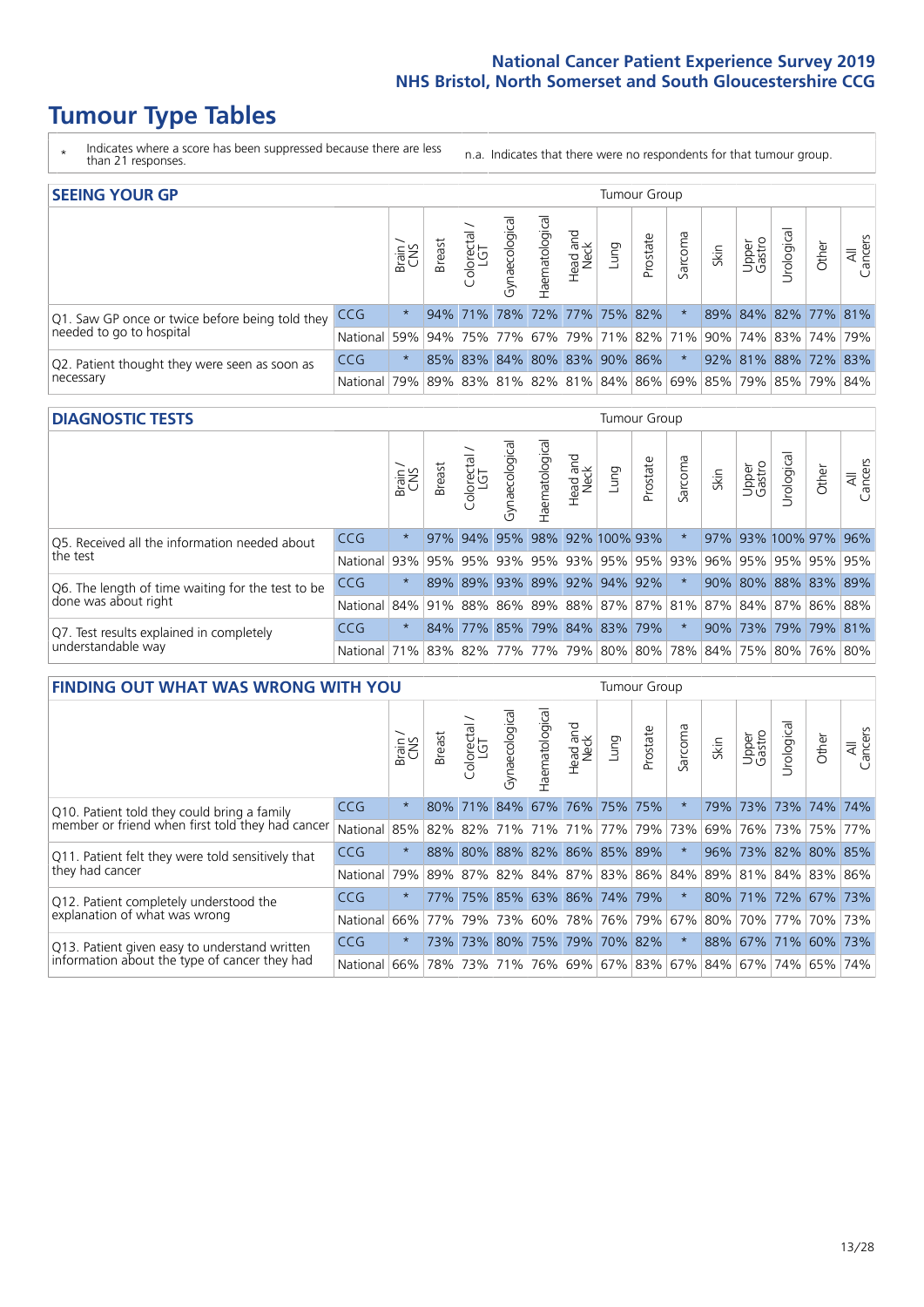# Tumour Type Tables

\* Indicates where a score has been suppressed because there are less than 21 responses.

n.a. Indicates that there were no respondents for that tumour group.

## SEEING YOUR GP

| | | Brain / CNS | Breast | Colorectal / LGT | Gynaecological | Haematological | Head and Neck | Lung | Prostate | Sarcoma | Skin | Upper Gastro | Urological | Other | All Cancers |
|---|---|---|---|---|---|---|---|---|---|---|---|---|---|---|---|
| Q1. Saw GP once or twice before being told they needed to go to hospital | CCG | * | 94% | 71% | 78% | 72% | 77% | 75% | 82% | * | 89% | 84% | 82% | 77% | 81% |
| | National | 59% | 94% | 75% | 77% | 67% | 79% | 71% | 82% | 71% | 90% | 74% | 83% | 74% | 79% |
| Q2. Patient thought they were seen as soon as necessary | CCG | * | 85% | 83% | 84% | 80% | 83% | 90% | 86% | * | 92% | 81% | 88% | 72% | 83% |
| | National | 79% | 89% | 83% | 81% | 82% | 81% | 84% | 86% | 69% | 85% | 79% | 85% | 79% | 84% |

## DIAGNOSTIC TESTS

| | | Brain / CNS | Breast | Colorectal / LGT | Gynaecological | Haematological | Head and Neck | Lung | Prostate | Sarcoma | Skin | Upper Gastro | Urological | Other | All Cancers |
|---|---|---|---|---|---|---|---|---|---|---|---|---|---|---|---|
| Q5. Received all the information needed about the test | CCG | * | 97% | 94% | 95% | 98% | 92% | 100% | 93% | * | 97% | 93% | 100% | 97% | 96% |
| | National | 93% | 95% | 95% | 93% | 95% | 93% | 95% | 95% | 93% | 96% | 95% | 95% | 95% | 95% |
| Q6. The length of time waiting for the test to be done was about right | CCG | * | 89% | 89% | 93% | 89% | 92% | 94% | 92% | * | 90% | 80% | 88% | 83% | 89% |
| | National | 84% | 91% | 88% | 86% | 89% | 88% | 87% | 87% | 81% | 87% | 84% | 87% | 86% | 88% |
| Q7. Test results explained in completely understandable way | CCG | * | 84% | 77% | 85% | 79% | 84% | 83% | 79% | * | 90% | 73% | 79% | 79% | 81% |
| | National | 71% | 83% | 82% | 77% | 77% | 79% | 80% | 80% | 78% | 84% | 75% | 80% | 76% | 80% |

## FINDING OUT WHAT WAS WRONG WITH YOU

| | | Brain / CNS | Breast | Colorectal / LGT | Gynaecological | Haematological | Head and Neck | Lung | Prostate | Sarcoma | Skin | Upper Gastro | Urological | Other | All Cancers |
|---|---|---|---|---|---|---|---|---|---|---|---|---|---|---|---|
| Q10. Patient told they could bring a family member or friend when first told they had cancer | CCG | * | 80% | 71% | 84% | 67% | 76% | 75% | 75% | * | 79% | 73% | 73% | 74% | 74% |
| | National | 85% | 82% | 82% | 71% | 71% | 71% | 77% | 79% | 73% | 69% | 76% | 73% | 75% | 77% |
| Q11. Patient felt they were told sensitively that they had cancer | CCG | * | 88% | 80% | 88% | 82% | 86% | 85% | 89% | * | 96% | 73% | 82% | 80% | 85% |
| | National | 79% | 89% | 87% | 82% | 84% | 87% | 83% | 86% | 84% | 89% | 81% | 84% | 83% | 86% |
| Q12. Patient completely understood the explanation of what was wrong | CCG | * | 77% | 75% | 85% | 63% | 86% | 74% | 79% | * | 80% | 71% | 72% | 67% | 73% |
| | National | 66% | 77% | 79% | 73% | 60% | 78% | 76% | 79% | 67% | 80% | 70% | 77% | 70% | 73% |
| Q13. Patient given easy to understand written information about the type of cancer they had | CCG | * | 73% | 73% | 80% | 75% | 79% | 70% | 82% | * | 88% | 67% | 71% | 60% | 73% |
| | National | 66% | 78% | 73% | 71% | 76% | 69% | 67% | 83% | 67% | 84% | 67% | 74% | 65% | 74% |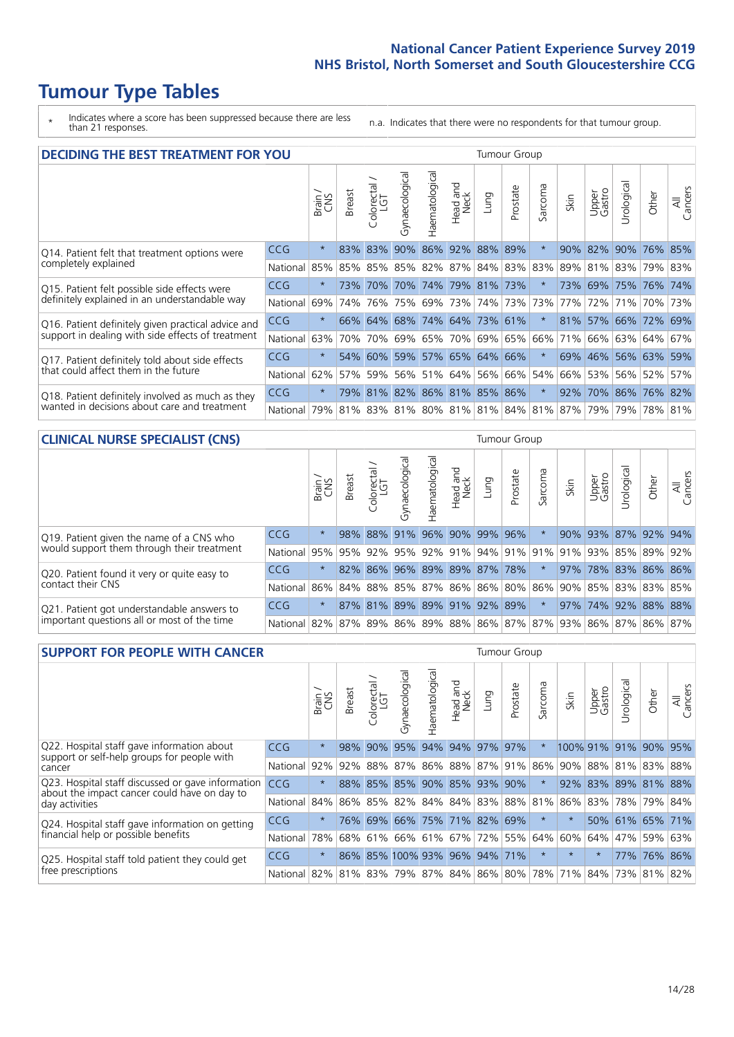# Tumour Type Tables

\* Indicates where a score has been suppressed because there are less than 21 responses.

n.a. Indicates that there were no respondents for that tumour group.

## DECIDING THE BEST TREATMENT FOR YOU

| | | Brain / CNS | Breast | Colorectal / LGT | Gynaecological | Haematological | Head and Neck | Lung | Prostate | Sarcoma | Skin | Upper Gastro | Urological | Other | All Cancers |
|---|---|---|---|---|---|---|---|---|---|---|---|---|---|---|---|
| Q14. Patient felt that treatment options were completely explained | CCG | * | 83% | 83% | 90% | 86% | 92% | 88% | 89% | * | 90% | 82% | 90% | 76% | 85% |
| | National | 85% | 85% | 85% | 85% | 82% | 87% | 84% | 83% | 83% | 89% | 81% | 83% | 79% | 83% |
| Q15. Patient felt possible side effects were definitely explained in an understandable way | CCG | * | 73% | 70% | 70% | 74% | 79% | 81% | 73% | * | 73% | 69% | 75% | 76% | 74% |
| | National | 69% | 74% | 76% | 75% | 69% | 73% | 74% | 73% | 73% | 77% | 72% | 71% | 70% | 73% |
| Q16. Patient definitely given practical advice and support in dealing with side effects of treatment | CCG | * | 66% | 64% | 68% | 74% | 64% | 73% | 61% | * | 81% | 57% | 66% | 72% | 69% |
| | National | 63% | 70% | 70% | 69% | 65% | 70% | 69% | 65% | 66% | 71% | 66% | 63% | 64% | 67% |
| Q17. Patient definitely told about side effects that could affect them in the future | CCG | * | 54% | 60% | 59% | 57% | 65% | 64% | 66% | * | 69% | 46% | 56% | 63% | 59% |
| | National | 62% | 57% | 59% | 56% | 51% | 64% | 56% | 66% | 54% | 66% | 53% | 56% | 52% | 57% |
| Q18. Patient definitely involved as much as they wanted in decisions about care and treatment | CCG | * | 79% | 81% | 82% | 86% | 81% | 85% | 86% | * | 92% | 70% | 86% | 76% | 82% |
| | National | 79% | 81% | 83% | 81% | 80% | 81% | 81% | 84% | 81% | 87% | 79% | 79% | 78% | 81% |

## CLINICAL NURSE SPECIALIST (CNS)

| | | Brain / CNS | Breast | Colorectal / LGT | Gynaecological | Haematological | Head and Neck | Lung | Prostate | Sarcoma | Skin | Upper Gastro | Urological | Other | All Cancers |
|---|---|---|---|---|---|---|---|---|---|---|---|---|---|---|---|
| Q19. Patient given the name of a CNS who would support them through their treatment | CCG | * | 98% | 88% | 91% | 96% | 90% | 99% | 96% | * | 90% | 93% | 87% | 92% | 94% |
| | National | 95% | 95% | 92% | 95% | 92% | 91% | 94% | 91% | 91% | 91% | 93% | 85% | 89% | 92% |
| Q20. Patient found it very or quite easy to contact their CNS | CCG | * | 82% | 86% | 96% | 89% | 89% | 87% | 78% | * | 97% | 78% | 83% | 86% | 86% |
| | National | 86% | 84% | 88% | 85% | 87% | 86% | 86% | 80% | 86% | 90% | 85% | 83% | 83% | 85% |
| Q21. Patient got understandable answers to important questions all or most of the time | CCG | * | 87% | 81% | 89% | 89% | 91% | 92% | 89% | * | 97% | 74% | 92% | 88% | 88% |
| | National | 82% | 87% | 89% | 86% | 89% | 88% | 86% | 87% | 87% | 93% | 86% | 87% | 86% | 87% |

## SUPPORT FOR PEOPLE WITH CANCER

| | | Brain / CNS | Breast | Colorectal / LGT | Gynaecological | Haematological | Head and Neck | Lung | Prostate | Sarcoma | Skin | Upper Gastro | Urological | Other | All Cancers |
|---|---|---|---|---|---|---|---|---|---|---|---|---|---|---|---|
| Q22. Hospital staff gave information about support or self-help groups for people with cancer | CCG | * | 98% | 90% | 95% | 94% | 94% | 97% | 97% | * | 100% | 91% | 91% | 90% | 95% |
| | National | 92% | 92% | 88% | 87% | 86% | 88% | 87% | 91% | 86% | 90% | 88% | 81% | 83% | 88% |
| Q23. Hospital staff discussed or gave information about the impact cancer could have on day to day activities | CCG | * | 88% | 85% | 85% | 90% | 85% | 93% | 90% | * | 92% | 83% | 89% | 81% | 88% |
| | National | 84% | 86% | 85% | 82% | 84% | 84% | 83% | 88% | 81% | 86% | 83% | 78% | 79% | 84% |
| Q24. Hospital staff gave information on getting financial help or possible benefits | CCG | * | 76% | 69% | 66% | 75% | 71% | 82% | 69% | * | * | 50% | 61% | 65% | 71% |
| | National | 78% | 68% | 61% | 66% | 61% | 67% | 72% | 55% | 64% | 60% | 64% | 47% | 59% | 63% |
| Q25. Hospital staff told patient they could get free prescriptions | CCG | * | 86% | 85% | 100% | 93% | 96% | 94% | 71% | * | * | * | 77% | 76% | 86% |
| | National | 82% | 81% | 83% | 79% | 87% | 84% | 86% | 80% | 78% | 71% | 84% | 73% | 81% | 82% |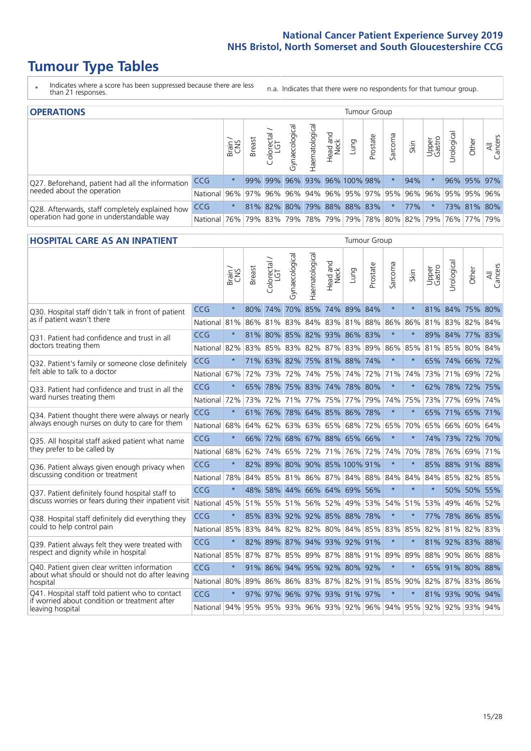# Tumour Type Tables

\* Indicates where a score has been suppressed because there are less than 21 responses.

n.a. Indicates that there were no respondents for that tumour group.

## OPERATIONS

| | | Brain / CNS | Breast | Colorectal / LGT | Gynaecological | Haematological | Head and Neck | Lung | Prostate | Sarcoma | Skin | Upper Gastro | Urological | Other | All Cancers |
|---|---|---|---|---|---|---|---|---|---|---|---|---|---|---|---|
| Q27. Beforehand, patient had all the information needed about the operation | CCG | * | 99% | 99% | 96% | 93% | 96% | 100% | 98% | * | 94% | * | 96% | 95% | 97% |
| | National | 96% | 97% | 96% | 96% | 94% | 96% | 95% | 97% | 95% | 96% | 96% | 95% | 95% | 96% |
| Q28. Afterwards, staff completely explained how operation had gone in understandable way | CCG | * | 81% | 82% | 80% | 79% | 88% | 88% | 83% | * | 77% | * | 73% | 81% | 80% |
| | National | 76% | 79% | 83% | 79% | 78% | 79% | 79% | 78% | 80% | 82% | 79% | 76% | 77% | 79% |

## HOSPITAL CARE AS AN INPATIENT

| | | Brain / CNS | Breast | Colorectal / LGT | Gynaecological | Haematological | Head and Neck | Lung | Prostate | Sarcoma | Skin | Upper Gastro | Urological | Other | All Cancers |
|---|---|---|---|---|---|---|---|---|---|---|---|---|---|---|---|
| Q30. Hospital staff didn't talk in front of patient as if patient wasn't there | CCG | * | 80% | 74% | 70% | 85% | 74% | 89% | 84% | * | * | 81% | 84% | 75% | 80% |
| | National | 81% | 86% | 81% | 83% | 84% | 83% | 81% | 88% | 86% | 86% | 81% | 83% | 82% | 84% |
| Q31. Patient had confidence and trust in all doctors treating them | CCG | * | 81% | 80% | 85% | 82% | 93% | 86% | 83% | * | * | 89% | 84% | 77% | 83% |
| | National | 82% | 83% | 85% | 83% | 82% | 87% | 83% | 89% | 86% | 85% | 81% | 85% | 80% | 84% |
| Q32. Patient's family or someone close definitely felt able to talk to a doctor | CCG | * | 71% | 63% | 82% | 75% | 81% | 88% | 74% | * | * | 65% | 74% | 66% | 72% |
| | National | 67% | 72% | 73% | 72% | 74% | 75% | 74% | 72% | 71% | 74% | 73% | 71% | 69% | 72% |
| Q33. Patient had confidence and trust in all the ward nurses treating them | CCG | * | 65% | 78% | 75% | 83% | 74% | 78% | 80% | * | * | 62% | 78% | 72% | 75% |
| | National | 72% | 73% | 72% | 71% | 77% | 75% | 77% | 79% | 74% | 75% | 73% | 77% | 69% | 74% |
| Q34. Patient thought there were always or nearly always enough nurses on duty to care for them | CCG | * | 61% | 76% | 78% | 64% | 85% | 86% | 78% | * | * | 65% | 71% | 65% | 71% |
| | National | 68% | 64% | 62% | 63% | 63% | 65% | 68% | 72% | 65% | 70% | 65% | 66% | 60% | 64% |
| Q35. All hospital staff asked patient what name they prefer to be called by | CCG | * | 66% | 72% | 68% | 67% | 88% | 65% | 66% | * | * | 74% | 73% | 72% | 70% |
| | National | 68% | 62% | 74% | 65% | 72% | 71% | 76% | 72% | 74% | 70% | 78% | 76% | 69% | 71% |
| Q36. Patient always given enough privacy when discussing condition or treatment | CCG | * | 82% | 89% | 80% | 90% | 85% | 100% | 91% | * | * | 85% | 88% | 91% | 88% |
| | National | 78% | 84% | 85% | 81% | 86% | 87% | 84% | 88% | 84% | 84% | 84% | 85% | 82% | 85% |
| Q37. Patient definitely found hospital staff to discuss worries or fears during their inpatient visit | CCG | * | 48% | 58% | 44% | 66% | 64% | 69% | 56% | * | * | * | 50% | 50% | 55% |
| | National | 45% | 51% | 55% | 51% | 56% | 52% | 49% | 53% | 54% | 51% | 53% | 49% | 46% | 52% |
| Q38. Hospital staff definitely did everything they could to help control pain | CCG | * | 85% | 83% | 92% | 92% | 85% | 88% | 78% | * | * | 77% | 78% | 86% | 85% |
| | National | 85% | 83% | 84% | 82% | 82% | 80% | 84% | 85% | 83% | 85% | 82% | 81% | 82% | 83% |
| Q39. Patient always felt they were treated with respect and dignity while in hospital | CCG | * | 82% | 89% | 87% | 94% | 93% | 92% | 91% | * | * | 81% | 92% | 83% | 88% |
| | National | 85% | 87% | 87% | 85% | 89% | 87% | 88% | 91% | 89% | 89% | 88% | 90% | 86% | 88% |
| Q40. Patient given clear written information about what should or should not do after leaving hospital | CCG | * | 91% | 86% | 94% | 95% | 92% | 80% | 92% | * | * | 65% | 91% | 80% | 88% |
| | National | 80% | 89% | 86% | 86% | 83% | 87% | 82% | 91% | 85% | 90% | 82% | 87% | 83% | 86% |
| Q41. Hospital staff told patient who to contact if worried about condition or treatment after leaving hospital | CCG | * | 97% | 97% | 96% | 97% | 93% | 91% | 97% | * | * | 81% | 93% | 90% | 94% |
| | National | 94% | 95% | 95% | 93% | 96% | 93% | 92% | 96% | 94% | 95% | 92% | 92% | 93% | 94% |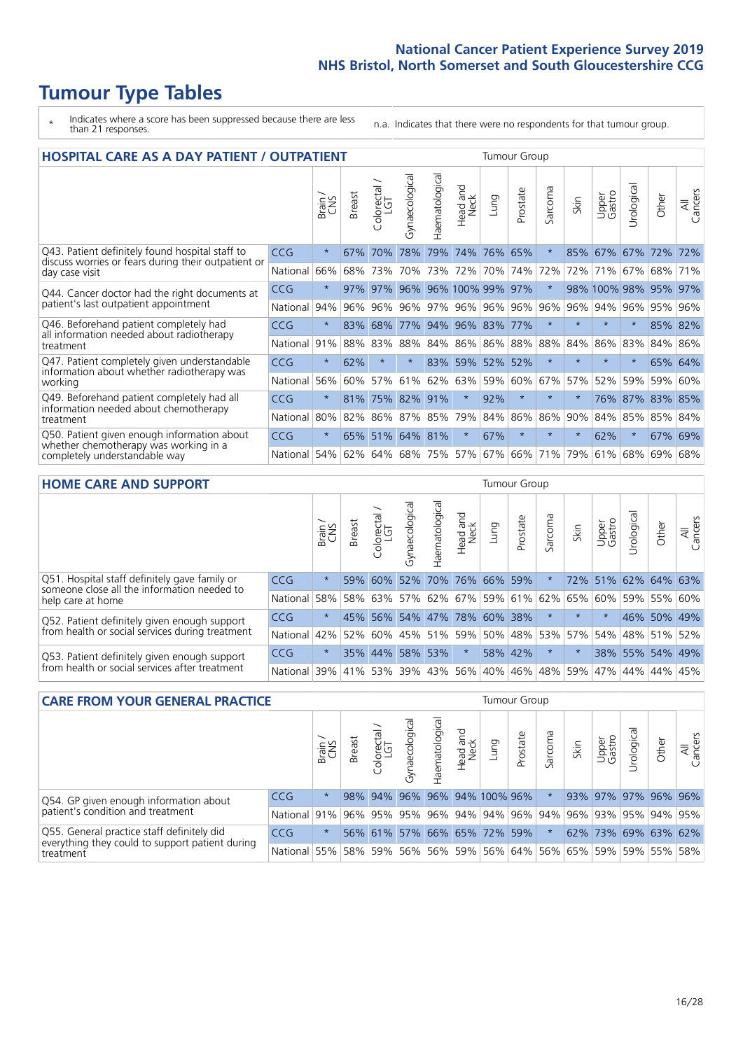# Tumour Type Tables

\* Indicates where a score has been suppressed because there are less than 21 responses.

n.a. Indicates that there were no respondents for that tumour group.

## HOSPITAL CARE AS A DAY PATIENT / OUTPATIENT

| | | Brain / CNS | Breast | Colorectal / LGT | Gynaecological | Haematological | Head and Neck | Lung | Prostate | Sarcoma | Skin | Upper Gastro | Urological | Other | All Cancers |
|---|---|---|---|---|---|---|---|---|---|---|---|---|---|---|---|
| Q43. Patient definitely found hospital staff to discuss worries or fears during their outpatient or day case visit | CCG | * | 67% | 70% | 78% | 79% | 74% | 76% | 65% | * | 85% | 67% | 67% | 72% | 72% |
| | National | 66% | 68% | 73% | 70% | 73% | 72% | 70% | 74% | 72% | 72% | 71% | 67% | 68% | 71% |
| Q44. Cancer doctor had the right documents at patient's last outpatient appointment | CCG | * | 97% | 97% | 96% | 96% | 100% | 99% | 97% | * | 98% | 100% | 98% | 95% | 97% |
| | National | 94% | 96% | 96% | 96% | 97% | 96% | 96% | 96% | 96% | 96% | 94% | 96% | 95% | 96% |
| Q46. Beforehand patient completely had all information needed about radiotherapy treatment | CCG | * | 83% | 68% | 77% | 94% | 96% | 83% | 77% | * | * | * | * | 85% | 82% |
| | National | 91% | 88% | 83% | 88% | 84% | 86% | 86% | 88% | 88% | 84% | 86% | 83% | 84% | 86% |
| Q47. Patient completely given understandable information about whether radiotherapy was working | CCG | * | 62% | * | * | 83% | 59% | 52% | 52% | * | * | * | * | 65% | 64% |
| | National | 56% | 60% | 57% | 61% | 62% | 63% | 59% | 60% | 67% | 57% | 52% | 59% | 59% | 60% |
| Q49. Beforehand patient completely had all information needed about chemotherapy treatment | CCG | * | 81% | 75% | 82% | 91% | * | 92% | * | * | * | 76% | 87% | 83% | 85% |
| | National | 80% | 82% | 86% | 87% | 85% | 79% | 84% | 86% | 86% | 90% | 84% | 85% | 85% | 84% |
| Q50. Patient given enough information about whether chemotherapy was working in a completely understandable way | CCG | * | 65% | 51% | 64% | 81% | * | 67% | * | * | * | 62% | * | 67% | 69% |
| | National | 54% | 62% | 64% | 68% | 75% | 57% | 67% | 66% | 71% | 79% | 61% | 68% | 69% | 68% |

## HOME CARE AND SUPPORT

| | | Brain / CNS | Breast | Colorectal / LGT | Gynaecological | Haematological | Head and Neck | Lung | Prostate | Sarcoma | Skin | Upper Gastro | Urological | Other | All Cancers |
|---|---|---|---|---|---|---|---|---|---|---|---|---|---|---|---|
| Q51. Hospital staff definitely gave family or someone close all the information needed to help care at home | CCG | * | 59% | 60% | 52% | 70% | 76% | 66% | 59% | * | 72% | 51% | 62% | 64% | 63% |
| | National | 58% | 58% | 63% | 57% | 62% | 67% | 59% | 61% | 62% | 65% | 60% | 59% | 55% | 60% |
| Q52. Patient definitely given enough support from health or social services during treatment | CCG | * | 45% | 56% | 54% | 47% | 78% | 60% | 38% | * | * | * | 46% | 50% | 49% |
| | National | 42% | 52% | 60% | 45% | 51% | 59% | 50% | 48% | 53% | 57% | 54% | 48% | 51% | 52% |
| Q53. Patient definitely given enough support from health or social services after treatment | CCG | * | 35% | 44% | 58% | 53% | * | 58% | 42% | * | * | 38% | 55% | 54% | 49% |
| | National | 39% | 41% | 53% | 39% | 43% | 56% | 40% | 46% | 48% | 59% | 47% | 44% | 44% | 45% |

## CARE FROM YOUR GENERAL PRACTICE

| | | Brain / CNS | Breast | Colorectal / LGT | Gynaecological | Haematological | Head and Neck | Lung | Prostate | Sarcoma | Skin | Upper Gastro | Urological | Other | All Cancers |
|---|---|---|---|---|---|---|---|---|---|---|---|---|---|---|---|
| Q54. GP given enough information about patient's condition and treatment | CCG | * | 98% | 94% | 96% | 96% | 94% | 100% | 96% | * | 93% | 97% | 97% | 96% | 96% |
| | National | 91% | 96% | 95% | 95% | 96% | 94% | 94% | 96% | 94% | 96% | 93% | 95% | 94% | 95% |
| Q55. General practice staff definitely did everything they could to support patient during treatment | CCG | * | 56% | 61% | 57% | 66% | 65% | 72% | 59% | * | 62% | 73% | 69% | 63% | 62% |
| | National | 55% | 58% | 59% | 56% | 56% | 59% | 56% | 64% | 56% | 65% | 59% | 59% | 55% | 58% |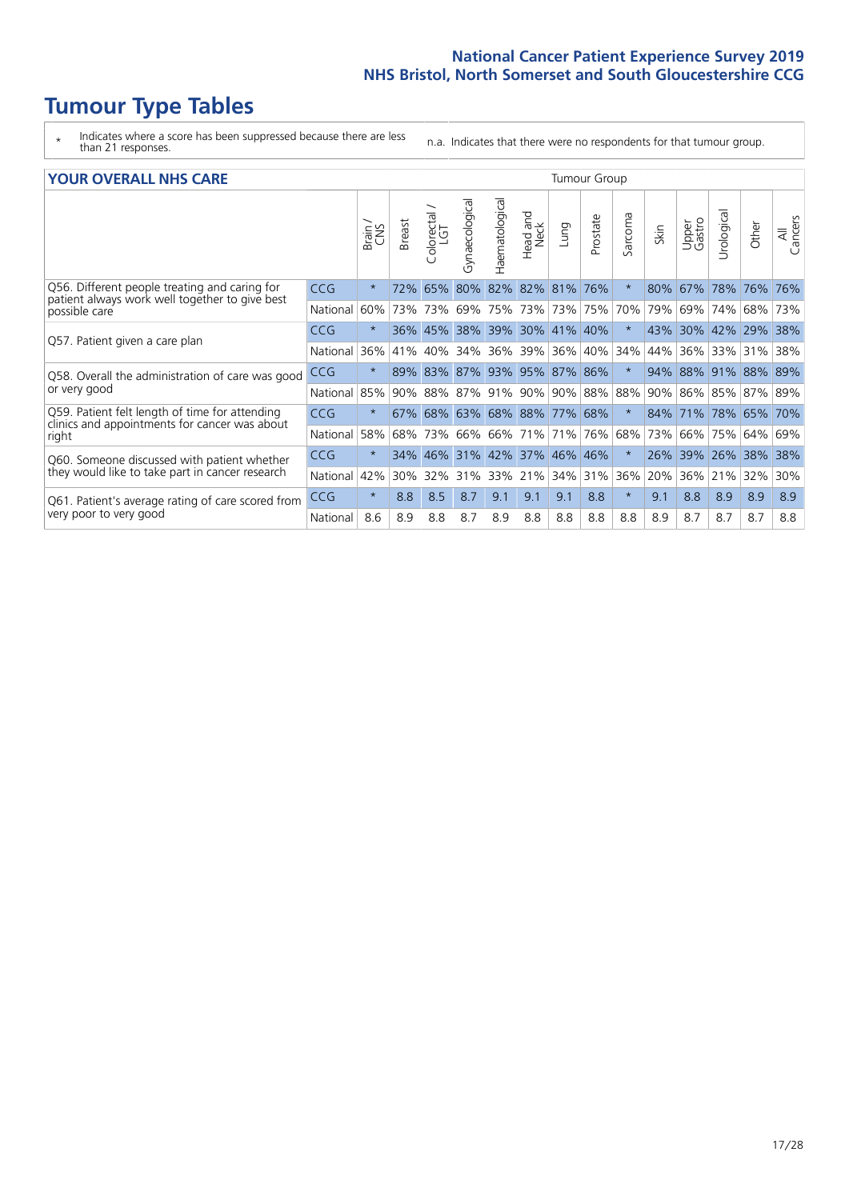# Tumour Type Tables

\* Indicates where a score has been suppressed because there are less than 21 responses.

n.a. Indicates that there were no respondents for that tumour group.

## YOUR OVERALL NHS CARE

| | | Brain / CNS | Breast | Colorectal / LGT | Gynaecological | Haematological | Head and Neck | Lung | Prostate | Sarcoma | Skin | Upper Gastro | Urological | Other | All Cancers |
|---|---|---|---|---|---|---|---|---|---|---|---|---|---|---|---|
| Q56. Different people treating and caring for patient always work well together to give best possible care | CCG | * | 72% | 65% | 80% | 82% | 82% | 81% | 76% | * | 80% | 67% | 78% | 76% | 76% |
| | National | 60% | 73% | 73% | 69% | 75% | 73% | 73% | 75% | 70% | 79% | 69% | 74% | 68% | 73% |
| Q57. Patient given a care plan | CCG | * | 36% | 45% | 38% | 39% | 30% | 41% | 40% | * | 43% | 30% | 42% | 29% | 38% |
| | National | 36% | 41% | 40% | 34% | 36% | 39% | 36% | 40% | 34% | 44% | 36% | 33% | 31% | 38% |
| Q58. Overall the administration of care was good or very good | CCG | * | 89% | 83% | 87% | 93% | 95% | 87% | 86% | * | 94% | 88% | 91% | 88% | 89% |
| | National | 85% | 90% | 88% | 87% | 91% | 90% | 90% | 88% | 88% | 90% | 86% | 85% | 87% | 89% |
| Q59. Patient felt length of time for attending clinics and appointments for cancer was about right | CCG | * | 67% | 68% | 63% | 68% | 88% | 77% | 68% | * | 84% | 71% | 78% | 65% | 70% |
| | National | 58% | 68% | 73% | 66% | 66% | 71% | 71% | 76% | 68% | 73% | 66% | 75% | 64% | 69% |
| Q60. Someone discussed with patient whether they would like to take part in cancer research | CCG | * | 34% | 46% | 31% | 42% | 37% | 46% | 46% | * | 26% | 39% | 26% | 38% | 38% |
| | National | 42% | 30% | 32% | 31% | 33% | 21% | 34% | 31% | 36% | 20% | 36% | 21% | 32% | 30% |
| Q61. Patient's average rating of care scored from very poor to very good | CCG | * | 8.8 | 8.5 | 8.7 | 9.1 | 9.1 | 9.1 | 8.8 | * | 9.1 | 8.8 | 8.9 | 8.9 | 8.9 |
| | National | 8.6 | 8.9 | 8.8 | 8.7 | 8.9 | 8.8 | 8.8 | 8.8 | 8.8 | 8.9 | 8.7 | 8.7 | 8.7 | 8.8 |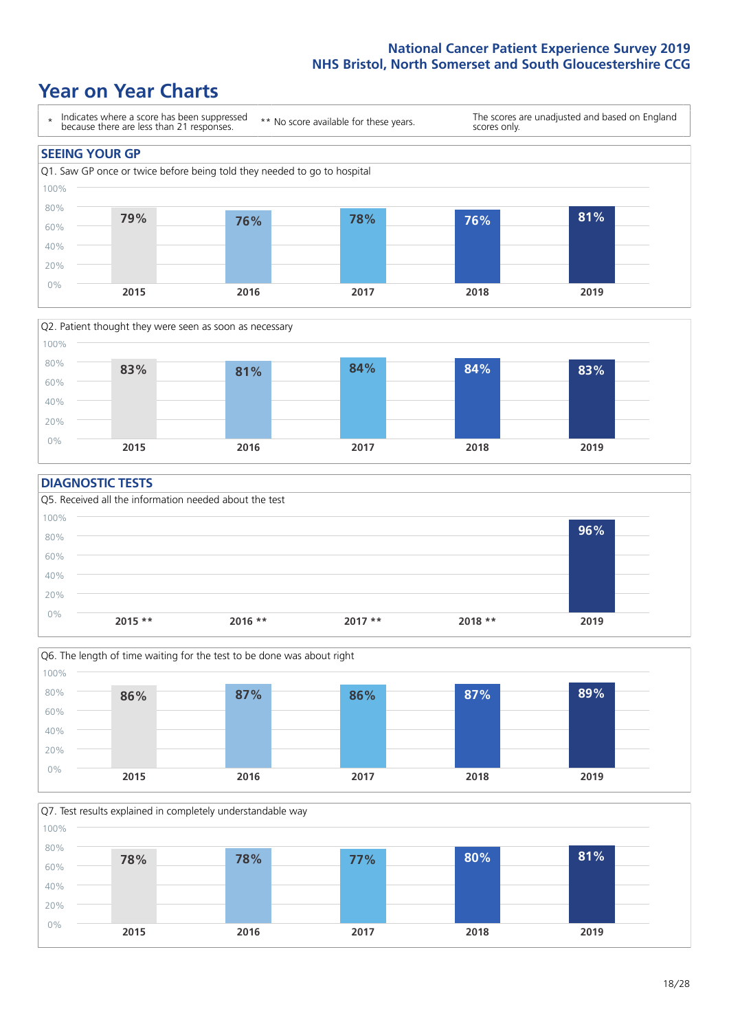# Year on Year Charts

\* Indicates where a score has been suppressed because there are less than 21 responses. ** No score available for these years. The scores are unadjusted and based on England scores only.

## SEEING YOUR GP

Q1. Saw GP once or twice before being told they needed to go to hospital

| 2015 | 2016 | 2017 | 2018 | 2019 |
|---|---|---|---|---|
| 79% | 76% | 78% | 76% | 81% |

Q2. Patient thought they were seen as soon as necessary

| 2015 | 2016 | 2017 | 2018 | 2019 |
|---|---|---|---|---|
| 83% | 81% | 84% | 84% | 83% |

## DIAGNOSTIC TESTS

Q5. Received all the information needed about the test

| 2015 ** | 2016 ** | 2017 ** | 2018 ** | 2019 |
|---|---|---|---|---|
| | | | | 96% |

Q6. The length of time waiting for the test to be done was about right

| 2015 | 2016 | 2017 | 2018 | 2019 |
|---|---|---|---|---|
| 86% | 87% | 86% | 87% | 89% |

Q7. Test results explained in completely understandable way

| 2015 | 2016 | 2017 | 2018 | 2019 |
|---|---|---|---|---|
| 78% | 78% | 77% | 80% | 81% |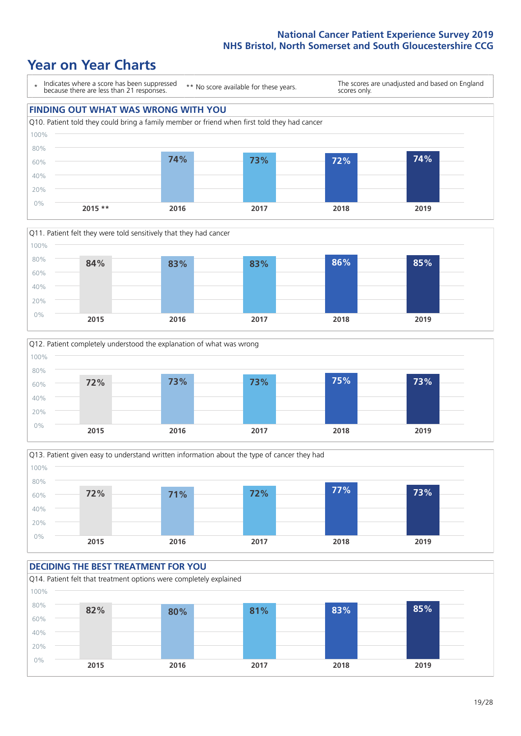# Year on Year Charts

\* Indicates where a score has been suppressed because there are less than 21 responses.

** No score available for these years.

The scores are unadjusted and based on England scores only.

## FINDING OUT WHAT WAS WRONG WITH YOU

Q10. Patient told they could bring a family member or friend when first told they had cancer

| 2015 ** | 2016 | 2017 | 2018 | 2019 |
|---|---|---|---|---|
| | 74% | 73% | 72% | 74% |

Q11. Patient felt they were told sensitively that they had cancer

| 2015 | 2016 | 2017 | 2018 | 2019 |
|---|---|---|---|---|
| 84% | 83% | 83% | 86% | 85% |

Q12. Patient completely understood the explanation of what was wrong

| 2015 | 2016 | 2017 | 2018 | 2019 |
|---|---|---|---|---|
| 72% | 73% | 73% | 75% | 73% |

Q13. Patient given easy to understand written information about the type of cancer they had

| 2015 | 2016 | 2017 | 2018 | 2019 |
|---|---|---|---|---|
| 72% | 71% | 72% | 77% | 73% |

## DECIDING THE BEST TREATMENT FOR YOU

Q14. Patient felt that treatment options were completely explained

| 2015 | 2016 | 2017 | 2018 | 2019 |
|---|---|---|---|---|
| 82% | 80% | 81% | 83% | 85% |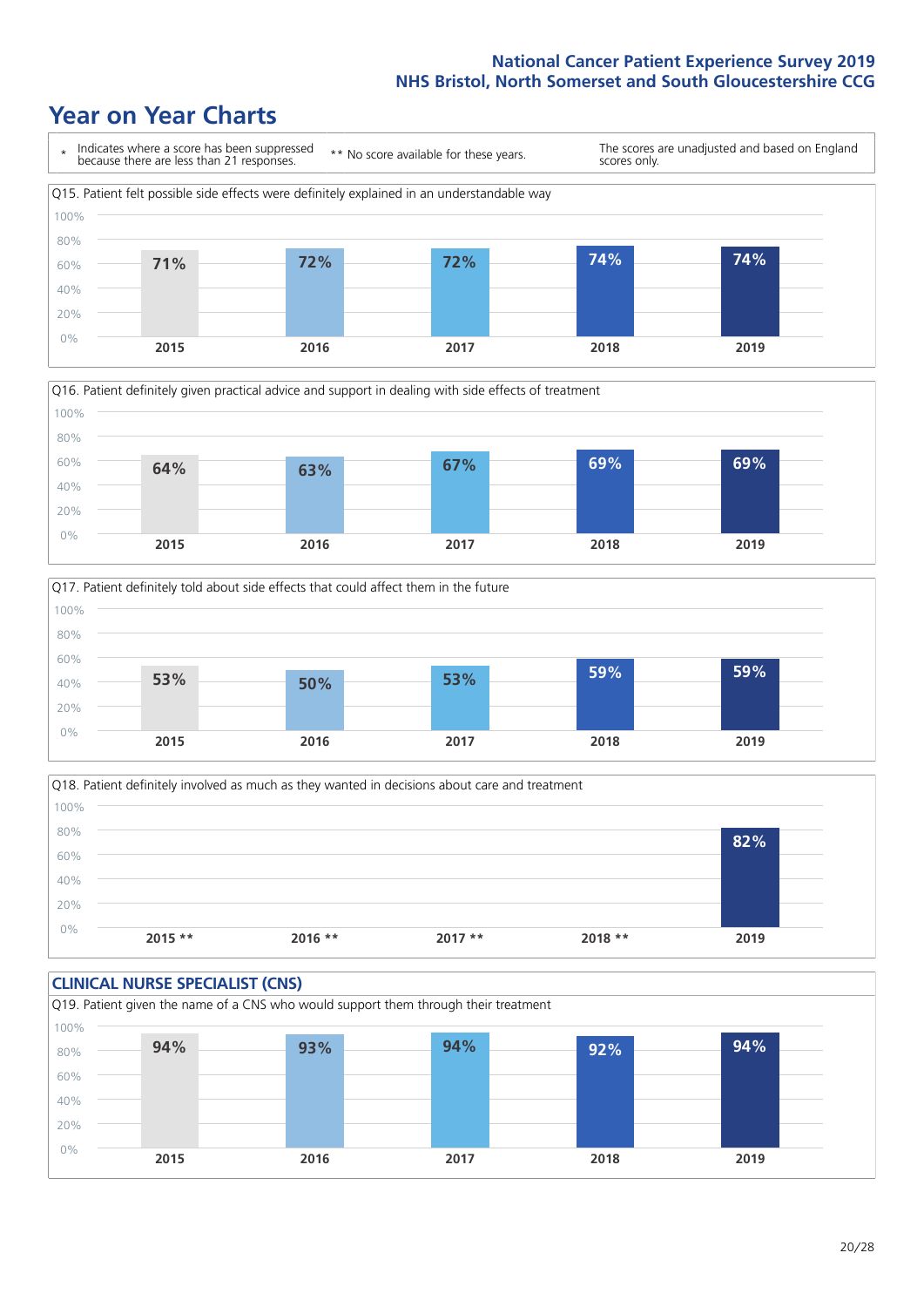# Year on Year Charts

\* Indicates where a score has been suppressed because there are less than 21 responses.

** No score available for these years.

The scores are unadjusted and based on England scores only.

Q15. Patient felt possible side effects were definitely explained in an understandable way

| 2015 | 2016 | 2017 | 2018 | 2019 |
|---|---|---|---|---|
| 71% | 72% | 72% | 74% | 74% |

Q16. Patient definitely given practical advice and support in dealing with side effects of treatment

| 2015 | 2016 | 2017 | 2018 | 2019 |
|---|---|---|---|---|
| 64% | 63% | 67% | 69% | 69% |

Q17. Patient definitely told about side effects that could affect them in the future

| 2015 | 2016 | 2017 | 2018 | 2019 |
|---|---|---|---|---|
| 53% | 50% | 53% | 59% | 59% |

Q18. Patient definitely involved as much as they wanted in decisions about care and treatment

| 2015 ** | 2016 ** | 2017 ** | 2018 ** | 2019 |
|---|---|---|---|---|
| | | | | 82% |

## CLINICAL NURSE SPECIALIST (CNS)

Q19. Patient given the name of a CNS who would support them through their treatment

| 2015 | 2016 | 2017 | 2018 | 2019 |
|---|---|---|---|---|
| 94% | 93% | 94% | 92% | 94% |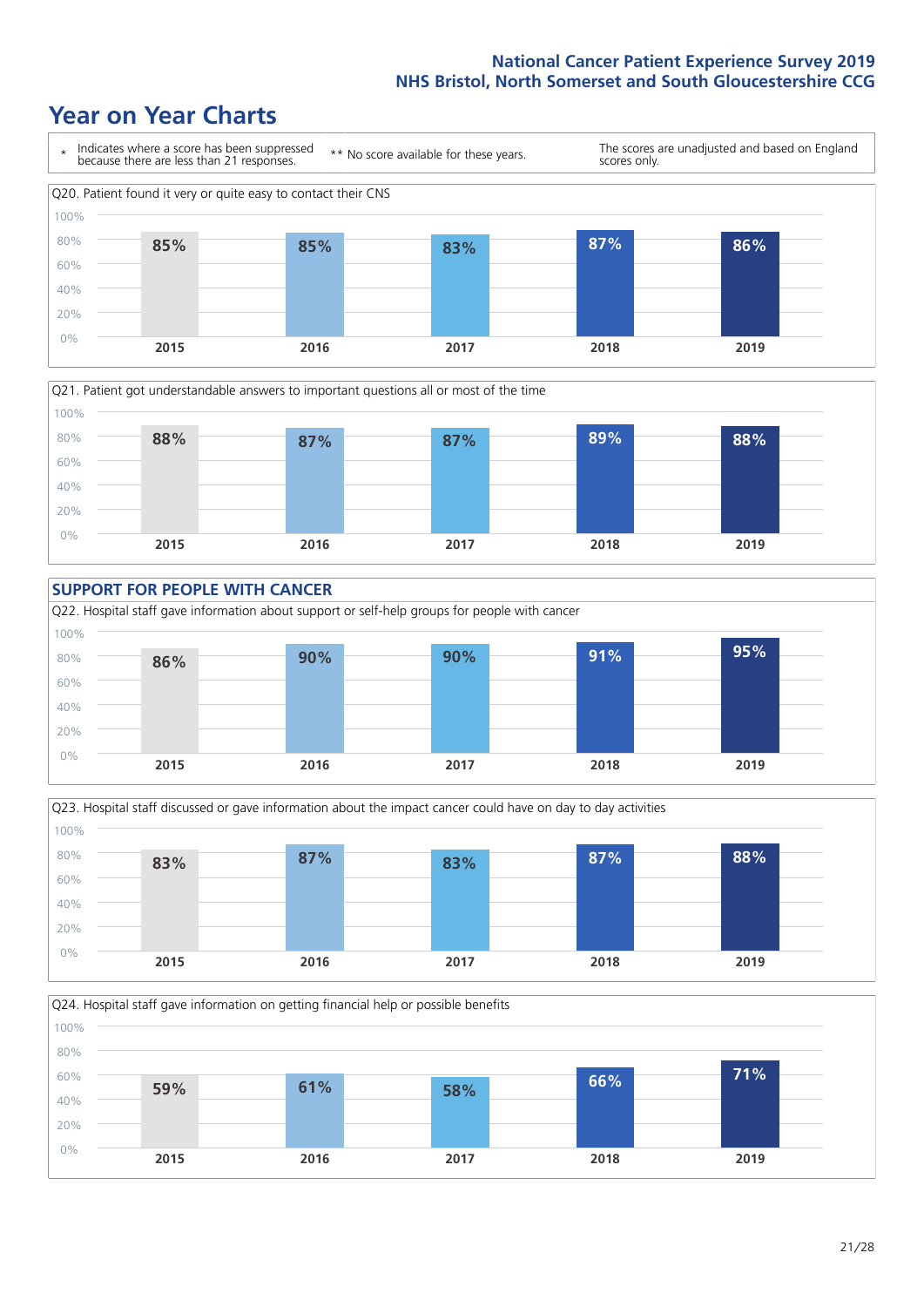# Year on Year Charts

| * Indicates where a score has been suppressed because there are less than 21 responses. | ** No score available for these years. | The scores are unadjusted and based on England scores only. |
|---|---|---|

Q20. Patient found it very or quite easy to contact their CNS

| 2015 | 2016 | 2017 | 2018 | 2019 |
|---|---|---|---|---|
| 85% | 85% | 83% | 87% | 86% |

Q21. Patient got understandable answers to important questions all or most of the time

| 2015 | 2016 | 2017 | 2018 | 2019 |
|---|---|---|---|---|
| 88% | 87% | 87% | 89% | 88% |

## SUPPORT FOR PEOPLE WITH CANCER

Q22. Hospital staff gave information about support or self-help groups for people with cancer

| 2015 | 2016 | 2017 | 2018 | 2019 |
|---|---|---|---|---|
| 86% | 90% | 90% | 91% | 95% |

Q23. Hospital staff discussed or gave information about the impact cancer could have on day to day activities

| 2015 | 2016 | 2017 | 2018 | 2019 |
|---|---|---|---|---|
| 83% | 87% | 83% | 87% | 88% |

Q24. Hospital staff gave information on getting financial help or possible benefits

| 2015 | 2016 | 2017 | 2018 | 2019 |
|---|---|---|---|---|
| 59% | 61% | 58% | 66% | 71% |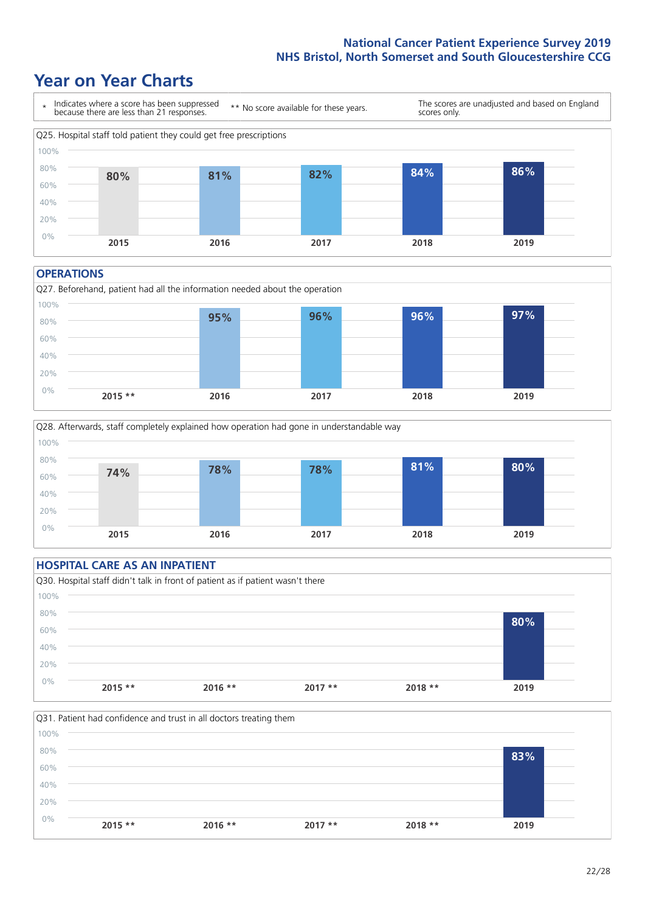# Year on Year Charts

\* Indicates where a score has been suppressed because there are less than 21 responses.

** No score available for these years.

The scores are unadjusted and based on England scores only.

Q25. Hospital staff told patient they could get free prescriptions

| 2015 | 2016 | 2017 | 2018 | 2019 |
|---|---|---|---|---|
| 80% | 81% | 82% | 84% | 86% |

## OPERATIONS

Q27. Beforehand, patient had all the information needed about the operation

| 2015 ** | 2016 | 2017 | 2018 | 2019 |
|---|---|---|---|---|
| | 95% | 96% | 96% | 97% |

Q28. Afterwards, staff completely explained how operation had gone in understandable way

| 2015 | 2016 | 2017 | 2018 | 2019 |
|---|---|---|---|---|
| 74% | 78% | 78% | 81% | 80% |

## HOSPITAL CARE AS AN INPATIENT

Q30. Hospital staff didn't talk in front of patient as if patient wasn't there

| 2015 ** | 2016 ** | 2017 ** | 2018 ** | 2019 |
|---|---|---|---|---|
| | | | | 80% |

Q31. Patient had confidence and trust in all doctors treating them

| 2015 ** | 2016 ** | 2017 ** | 2018 ** | 2019 |
|---|---|---|---|---|
| | | | | 83% |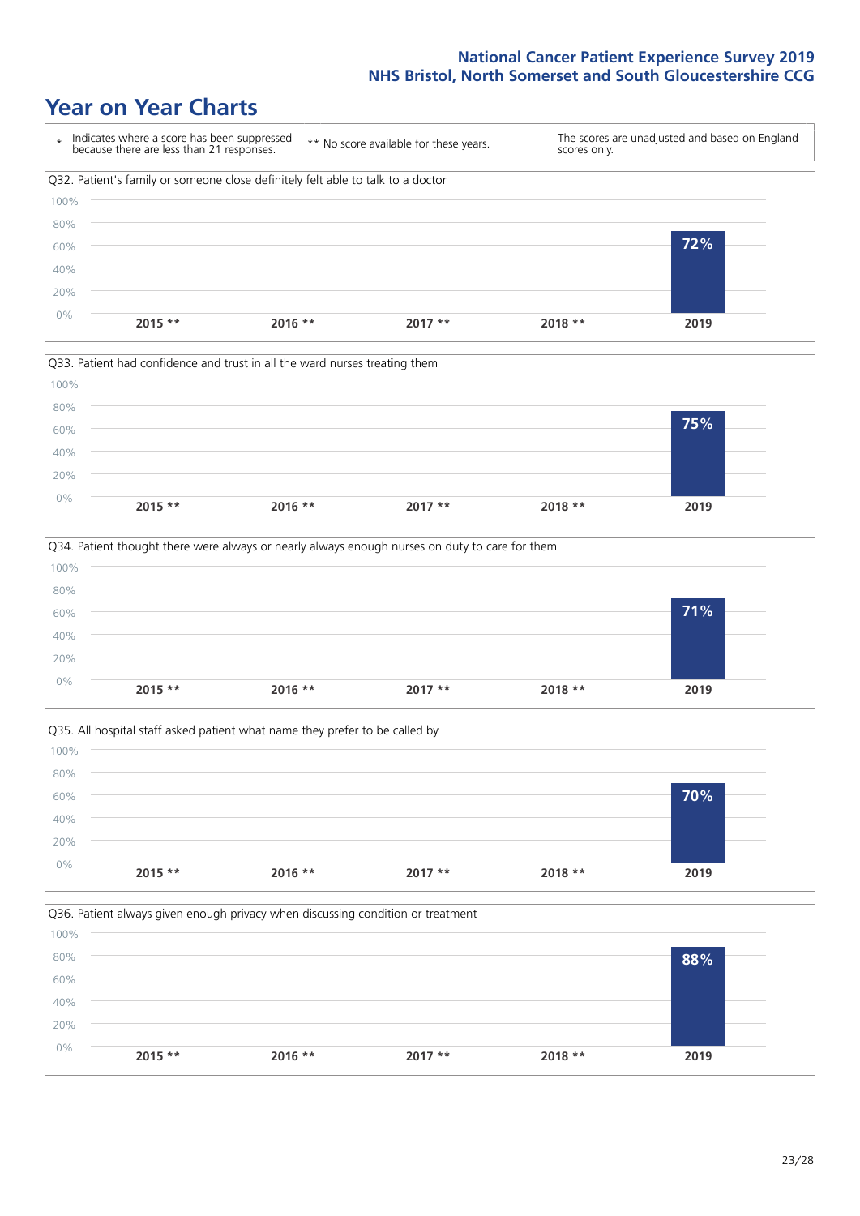## Year on Year Charts

| * Indicates where a score has been suppressed because there are less than 21 responses. | ** No score available for these years. | The scores are unadjusted and based on England scores only. |
|---|---|---|

**Q32. Patient's family or someone close definitely felt able to talk to a doctor**

| 2015 ** | 2016 ** | 2017 ** | 2018 ** | 2019 |
|---|---|---|---|---|
| | | | | 72% |

**Q33. Patient had confidence and trust in all the ward nurses treating them**

| 2015 ** | 2016 ** | 2017 ** | 2018 ** | 2019 |
|---|---|---|---|---|
| | | | | 75% |

**Q34. Patient thought there were always or nearly always enough nurses on duty to care for them**

| 2015 ** | 2016 ** | 2017 ** | 2018 ** | 2019 |
|---|---|---|---|---|
| | | | | 71% |

**Q35. All hospital staff asked patient what name they prefer to be called by**

| 2015 ** | 2016 ** | 2017 ** | 2018 ** | 2019 |
|---|---|---|---|---|
| | | | | 70% |

**Q36. Patient always given enough privacy when discussing condition or treatment**

| 2015 ** | 2016 ** | 2017 ** | 2018 ** | 2019 |
|---|---|---|---|---|
| | | | | 88% |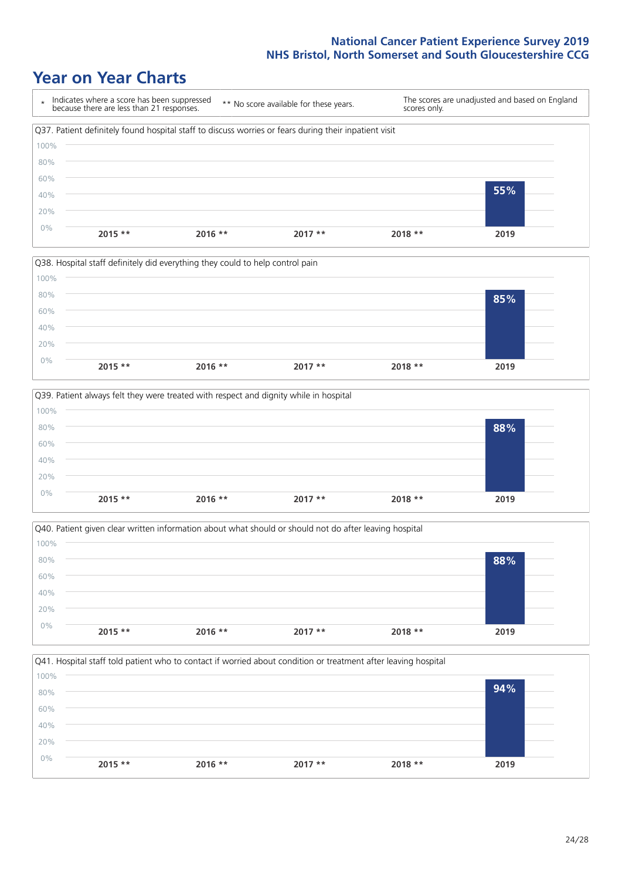# Year on Year Charts

\* Indicates where a score has been suppressed because there are less than 21 responses.

** No score available for these years.

The scores are unadjusted and based on England scores only.

Q37. Patient definitely found hospital staff to discuss worries or fears during their inpatient visit

| 2015 ** | 2016 ** | 2017 ** | 2018 ** | 2019 |
|---|---|---|---|---|
| | | | | 55% |

Q38. Hospital staff definitely did everything they could to help control pain

| 2015 ** | 2016 ** | 2017 ** | 2018 ** | 2019 |
|---|---|---|---|---|
| | | | | 85% |

Q39. Patient always felt they were treated with respect and dignity while in hospital

| 2015 ** | 2016 ** | 2017 ** | 2018 ** | 2019 |
|---|---|---|---|---|
| | | | | 88% |

Q40. Patient given clear written information about what should or should not do after leaving hospital

| 2015 ** | 2016 ** | 2017 ** | 2018 ** | 2019 |
|---|---|---|---|---|
| | | | | 88% |

Q41. Hospital staff told patient who to contact if worried about condition or treatment after leaving hospital

| 2015 ** | 2016 ** | 2017 ** | 2018 ** | 2019 |
|---|---|---|---|---|
| | | | | 94% |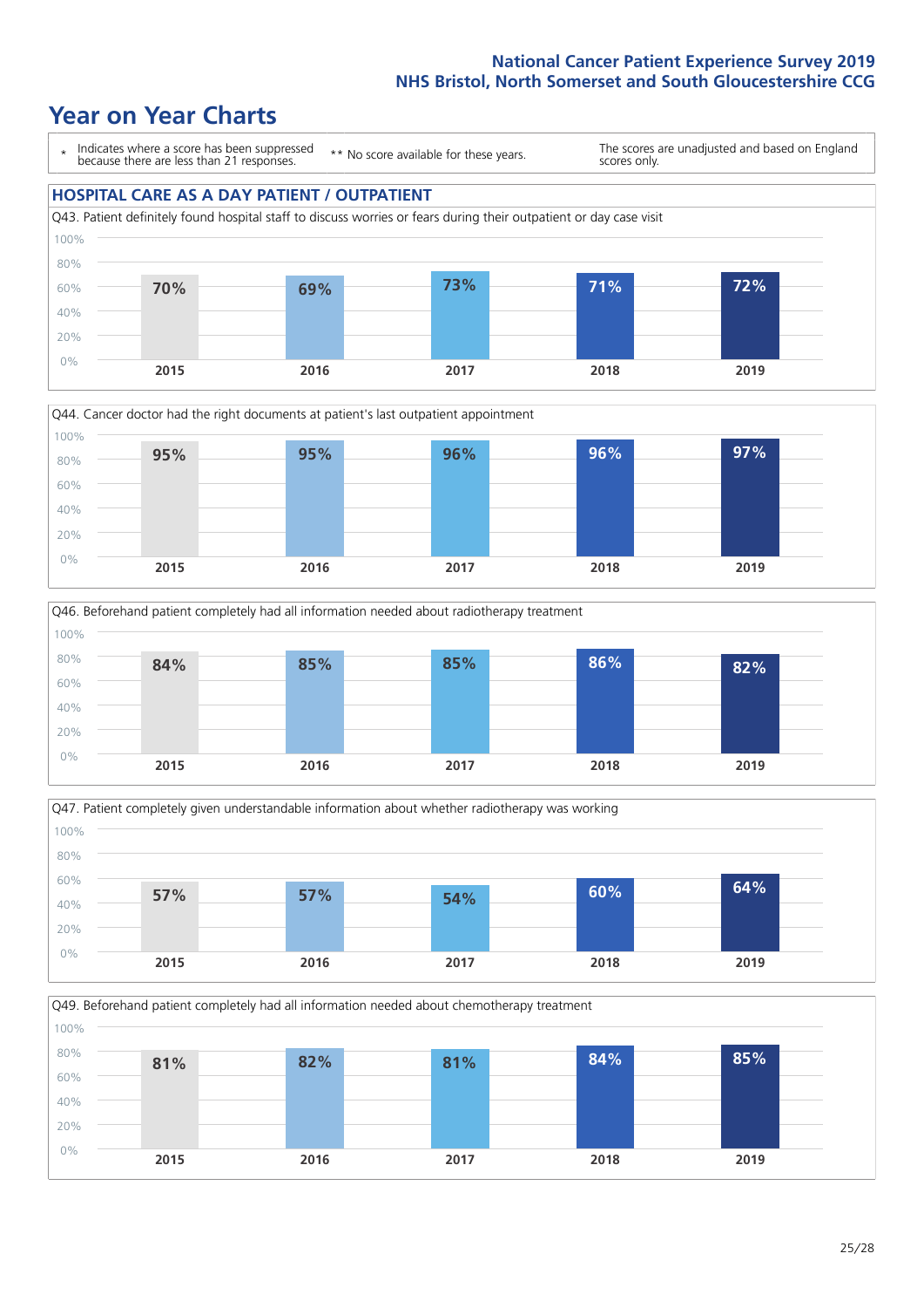# Year on Year Charts

\* Indicates where a score has been suppressed because there are less than 21 responses.

\*\* No score available for these years.

The scores are unadjusted and based on England scores only.

## HOSPITAL CARE AS A DAY PATIENT / OUTPATIENT

Q43. Patient definitely found hospital staff to discuss worries or fears during their outpatient or day case visit

| 2015 | 2016 | 2017 | 2018 | 2019 |
|---|---|---|---|---|
| 70% | 69% | 73% | 71% | 72% |

Q44. Cancer doctor had the right documents at patient's last outpatient appointment

| 2015 | 2016 | 2017 | 2018 | 2019 |
|---|---|---|---|---|
| 95% | 95% | 96% | 96% | 97% |

Q46. Beforehand patient completely had all information needed about radiotherapy treatment

| 2015 | 2016 | 2017 | 2018 | 2019 |
|---|---|---|---|---|
| 84% | 85% | 85% | 86% | 82% |

Q47. Patient completely given understandable information about whether radiotherapy was working

| 2015 | 2016 | 2017 | 2018 | 2019 |
|---|---|---|---|---|
| 57% | 57% | 54% | 60% | 64% |

Q49. Beforehand patient completely had all information needed about chemotherapy treatment

| 2015 | 2016 | 2017 | 2018 | 2019 |
|---|---|---|---|---|
| 81% | 82% | 81% | 84% | 85% |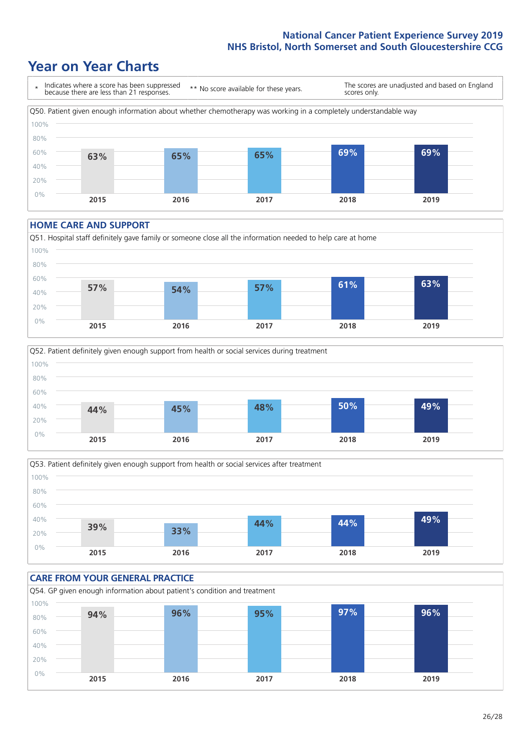# Year on Year Charts

\* Indicates where a score has been suppressed because there are less than 21 responses.

\*\* No score available for these years.

The scores are unadjusted and based on England scores only.

Q50. Patient given enough information about whether chemotherapy was working in a completely understandable way

| 2015 | 2016 | 2017 | 2018 | 2019 |
|---|---|---|---|---|
| 63% | 65% | 65% | 69% | 69% |

## HOME CARE AND SUPPORT

Q51. Hospital staff definitely gave family or someone close all the information needed to help care at home

| 2015 | 2016 | 2017 | 2018 | 2019 |
|---|---|---|---|---|
| 57% | 54% | 57% | 61% | 63% |

Q52. Patient definitely given enough support from health or social services during treatment

| 2015 | 2016 | 2017 | 2018 | 2019 |
|---|---|---|---|---|
| 44% | 45% | 48% | 50% | 49% |

Q53. Patient definitely given enough support from health or social services after treatment

| 2015 | 2016 | 2017 | 2018 | 2019 |
|---|---|---|---|---|
| 39% | 33% | 44% | 44% | 49% |

## CARE FROM YOUR GENERAL PRACTICE

Q54. GP given enough information about patient's condition and treatment

| 2015 | 2016 | 2017 | 2018 | 2019 |
|---|---|---|---|---|
| 94% | 96% | 95% | 97% | 96% |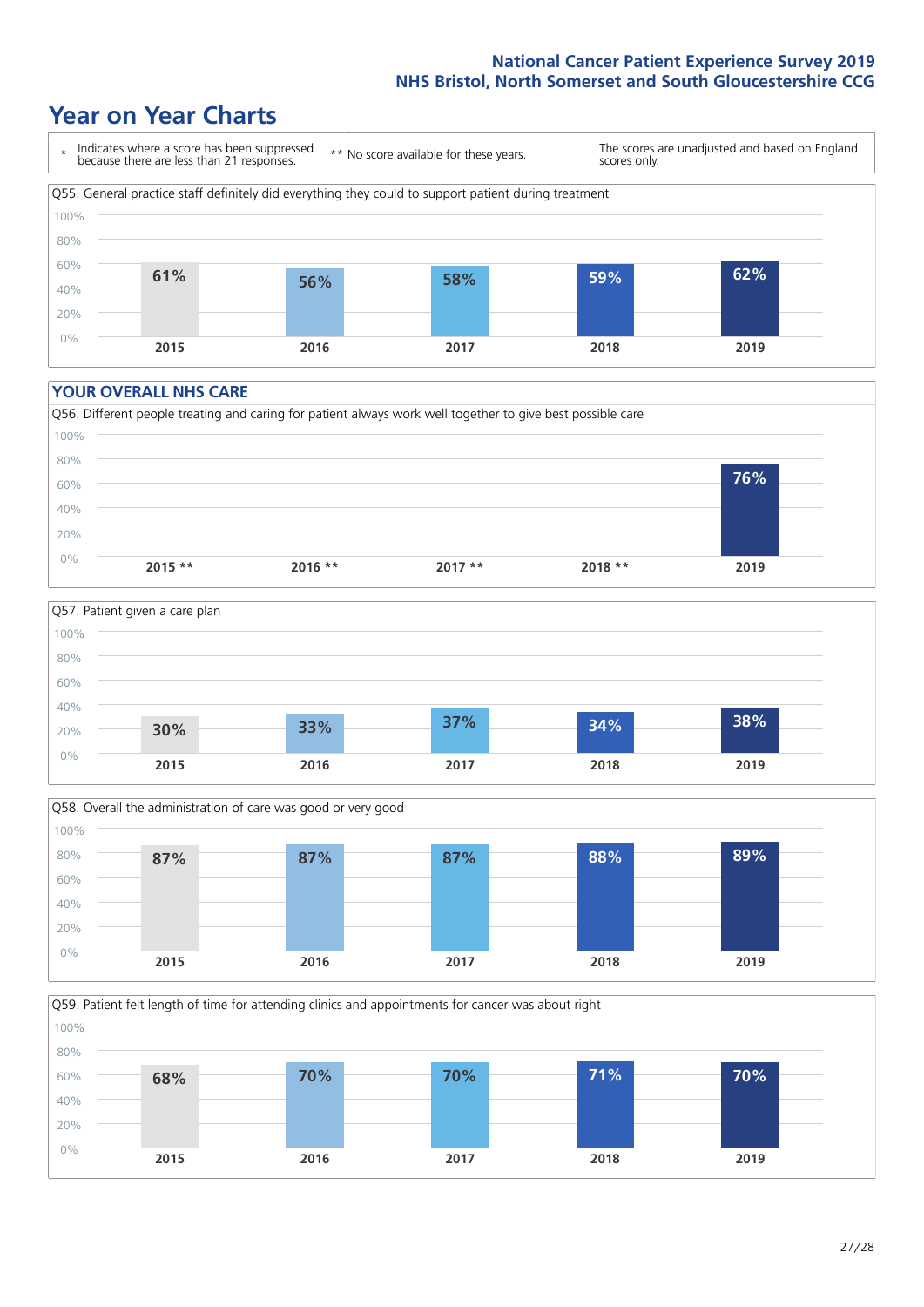# Year on Year Charts

\* Indicates where a score has been suppressed because there are less than 21 responses.

\*\* No score available for these years.

The scores are unadjusted and based on England scores only.

Q55. General practice staff definitely did everything they could to support patient during treatment

| 2015 | 2016 | 2017 | 2018 | 2019 |
|---|---|---|---|---|
| 61% | 56% | 58% | 59% | 62% |

## YOUR OVERALL NHS CARE

Q56. Different people treating and caring for patient always work well together to give best possible care

| 2015 ** | 2016 ** | 2017 ** | 2018 ** | 2019 |
|---|---|---|---|---|
| | | | | 76% |

Q57. Patient given a care plan

| 2015 | 2016 | 2017 | 2018 | 2019 |
|---|---|---|---|---|
| 30% | 33% | 37% | 34% | 38% |

Q58. Overall the administration of care was good or very good

| 2015 | 2016 | 2017 | 2018 | 2019 |
|---|---|---|---|---|
| 87% | 87% | 87% | 88% | 89% |

Q59. Patient felt length of time for attending clinics and appointments for cancer was about right

| 2015 | 2016 | 2017 | 2018 | 2019 |
|---|---|---|---|---|
| 68% | 70% | 70% | 71% | 70% |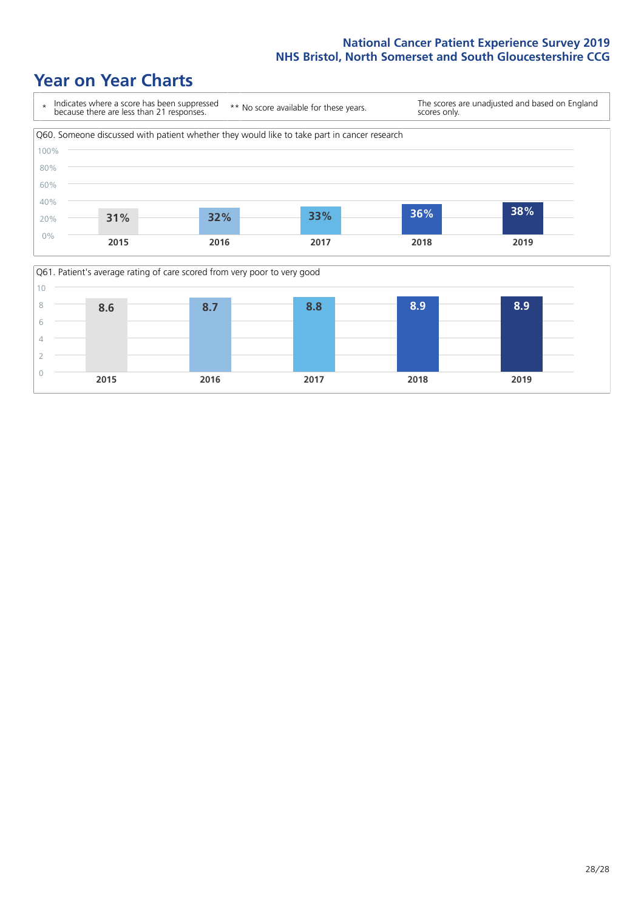# Year on Year Charts

\* Indicates where a score has been suppressed because there are less than 21 responses.

\*\* No score available for these years.

The scores are unadjusted and based on England scores only.

Q60. Someone discussed with patient whether they would like to take part in cancer research

100%
80%
60%
40%
20%
0%

31% 32% 33% 36% 38%

2015 2016 2017 2018 2019

Q61. Patient's average rating of care scored from very poor to very good

10
8
6
4
2
0

8.6 8.7 8.8 8.9 8.9

2015 2016 2017 2018 2019